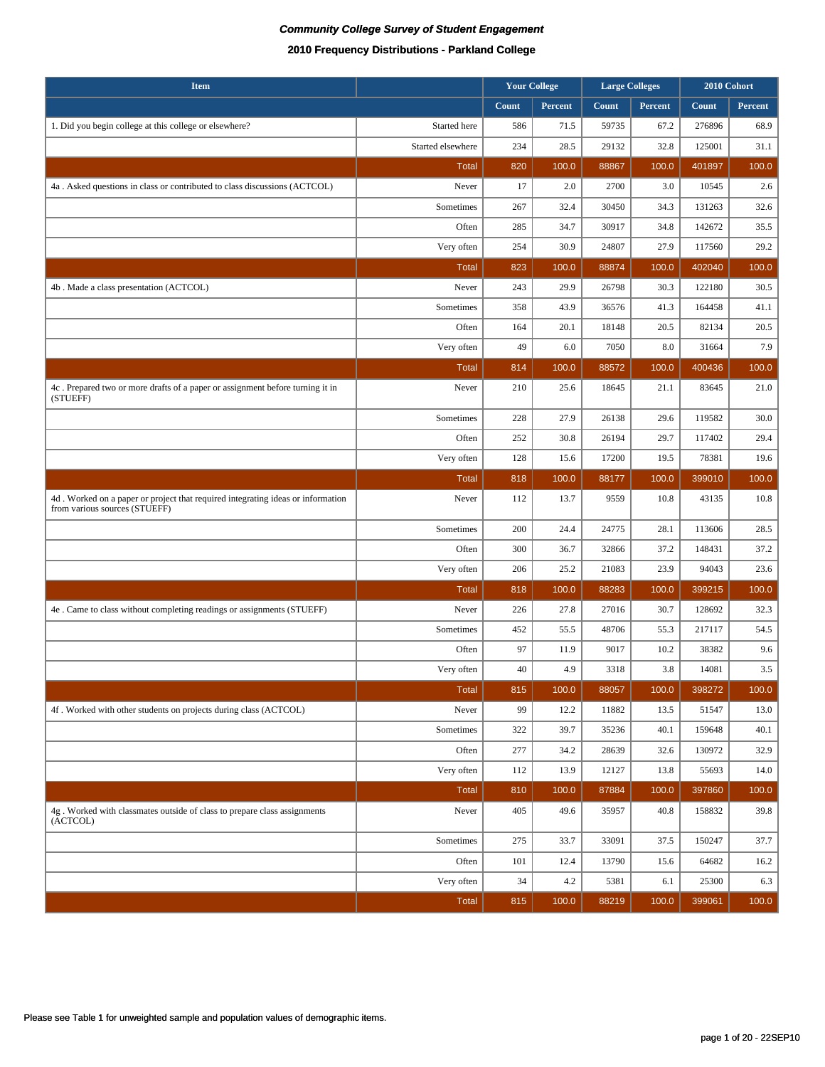*Community College Survey of Student Engagement*

**2010 Frequency Distributions - Parkland College**

| Item | | Your College | | Large Colleges | | 2010 Cohort | |
|---|---|---|---|---|---|---|---|
| | | Count | Percent | Count | Percent | Count | Percent |
| 1. Did you begin college at this college or elsewhere? | Started here | 586 | 71.5 | 59735 | 67.2 | 276896 | 68.9 |
| | Started elsewhere | 234 | 28.5 | 29132 | 32.8 | 125001 | 31.1 |
| | Total | 820 | 100.0 | 88867 | 100.0 | 401897 | 100.0 |
| 4a . Asked questions in class or contributed to class discussions (ACTCOL) | Never | 17 | 2.0 | 2700 | 3.0 | 10545 | 2.6 |
| | Sometimes | 267 | 32.4 | 30450 | 34.3 | 131263 | 32.6 |
| | Often | 285 | 34.7 | 30917 | 34.8 | 142672 | 35.5 |
| | Very often | 254 | 30.9 | 24807 | 27.9 | 117560 | 29.2 |
| | Total | 823 | 100.0 | 88874 | 100.0 | 402040 | 100.0 |
| 4b . Made a class presentation (ACTCOL) | Never | 243 | 29.9 | 26798 | 30.3 | 122180 | 30.5 |
| | Sometimes | 358 | 43.9 | 36576 | 41.3 | 164458 | 41.1 |
| | Often | 164 | 20.1 | 18148 | 20.5 | 82134 | 20.5 |
| | Very often | 49 | 6.0 | 7050 | 8.0 | 31664 | 7.9 |
| | Total | 814 | 100.0 | 88572 | 100.0 | 400436 | 100.0 |
| 4c . Prepared two or more drafts of a paper or assignment before turning it in (STUEFF) | Never | 210 | 25.6 | 18645 | 21.1 | 83645 | 21.0 |
| | Sometimes | 228 | 27.9 | 26138 | 29.6 | 119582 | 30.0 |
| | Often | 252 | 30.8 | 26194 | 29.7 | 117402 | 29.4 |
| | Very often | 128 | 15.6 | 17200 | 19.5 | 78381 | 19.6 |
| | Total | 818 | 100.0 | 88177 | 100.0 | 399010 | 100.0 |
| 4d . Worked on a paper or project that required integrating ideas or information from various sources (STUEFF) | Never | 112 | 13.7 | 9559 | 10.8 | 43135 | 10.8 |
| | Sometimes | 200 | 24.4 | 24775 | 28.1 | 113606 | 28.5 |
| | Often | 300 | 36.7 | 32866 | 37.2 | 148431 | 37.2 |
| | Very often | 206 | 25.2 | 21083 | 23.9 | 94043 | 23.6 |
| | Total | 818 | 100.0 | 88283 | 100.0 | 399215 | 100.0 |
| 4e . Came to class without completing readings or assignments (STUEFF) | Never | 226 | 27.8 | 27016 | 30.7 | 128692 | 32.3 |
| | Sometimes | 452 | 55.5 | 48706 | 55.3 | 217117 | 54.5 |
| | Often | 97 | 11.9 | 9017 | 10.2 | 38382 | 9.6 |
| | Very often | 40 | 4.9 | 3318 | 3.8 | 14081 | 3.5 |
| | Total | 815 | 100.0 | 88057 | 100.0 | 398272 | 100.0 |
| 4f . Worked with other students on projects during class (ACTCOL) | Never | 99 | 12.2 | 11882 | 13.5 | 51547 | 13.0 |
| | Sometimes | 322 | 39.7 | 35236 | 40.1 | 159648 | 40.1 |
| | Often | 277 | 34.2 | 28639 | 32.6 | 130972 | 32.9 |
| | Very often | 112 | 13.9 | 12127 | 13.8 | 55693 | 14.0 |
| | Total | 810 | 100.0 | 87884 | 100.0 | 397860 | 100.0 |
| 4g . Worked with classmates outside of class to prepare class assignments (ACTCOL) | Never | 405 | 49.6 | 35957 | 40.8 | 158832 | 39.8 |
| | Sometimes | 275 | 33.7 | 33091 | 37.5 | 150247 | 37.7 |
| | Often | 101 | 12.4 | 13790 | 15.6 | 64682 | 16.2 |
| | Very often | 34 | 4.2 | 5381 | 6.1 | 25300 | 6.3 |
| | Total | 815 | 100.0 | 88219 | 100.0 | 399061 | 100.0 |

Please see Table 1 for unweighted sample and population values of demographic items.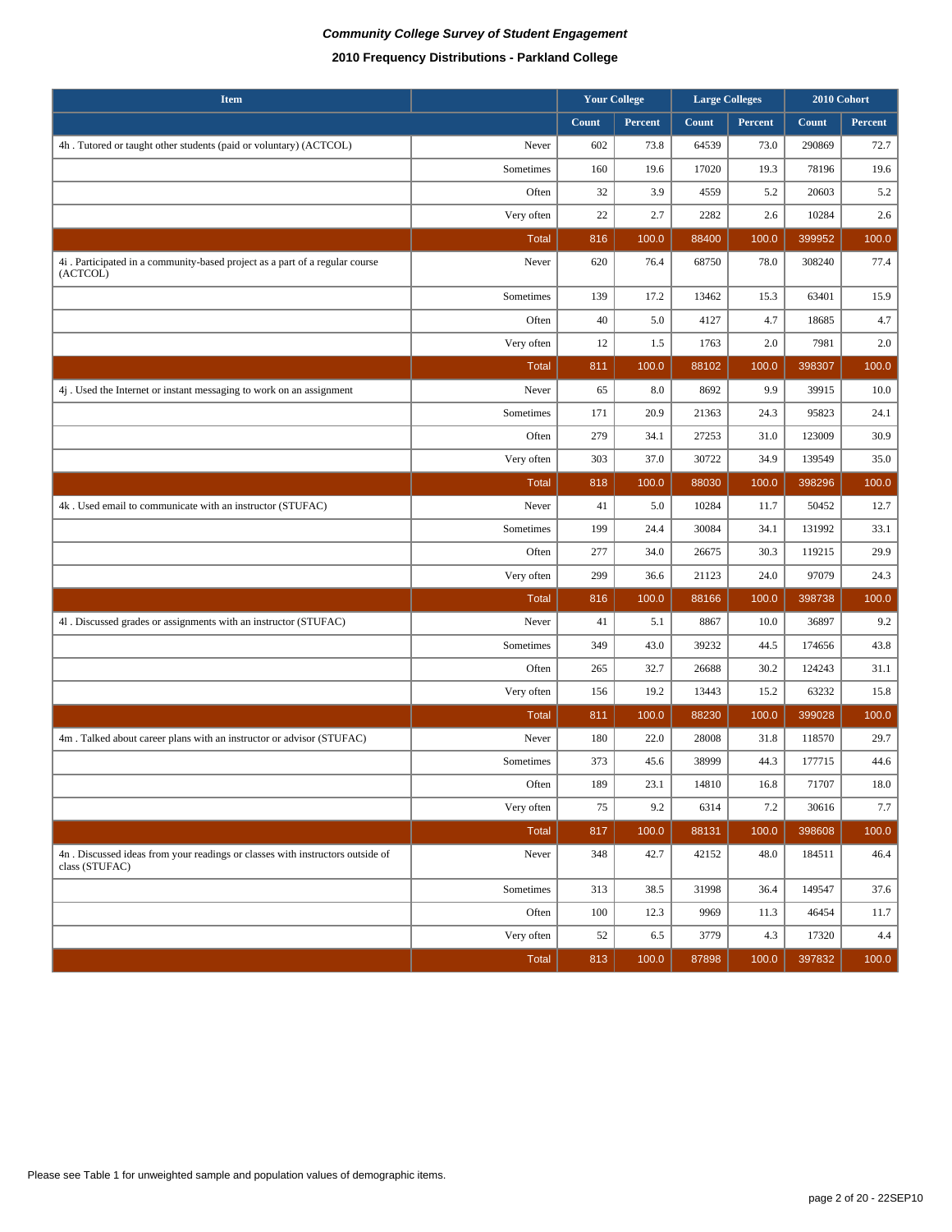*Community College Survey of Student Engagement*

**2010 Frequency Distributions - Parkland College**

| Item | | Your College | | Large Colleges | | 2010 Cohort | |
|---|---|---|---|---|---|---|---|
| | | Count | Percent | Count | Percent | Count | Percent |
| 4h . Tutored or taught other students (paid or voluntary) (ACTCOL) | Never | 602 | 73.8 | 64539 | 73.0 | 290869 | 72.7 |
| | Sometimes | 160 | 19.6 | 17020 | 19.3 | 78196 | 19.6 |
| | Often | 32 | 3.9 | 4559 | 5.2 | 20603 | 5.2 |
| | Very often | 22 | 2.7 | 2282 | 2.6 | 10284 | 2.6 |
| | Total | 816 | 100.0 | 88400 | 100.0 | 399952 | 100.0 |
| 4i . Participated in a community-based project as a part of a regular course (ACTCOL) | Never | 620 | 76.4 | 68750 | 78.0 | 308240 | 77.4 |
| | Sometimes | 139 | 17.2 | 13462 | 15.3 | 63401 | 15.9 |
| | Often | 40 | 5.0 | 4127 | 4.7 | 18685 | 4.7 |
| | Very often | 12 | 1.5 | 1763 | 2.0 | 7981 | 2.0 |
| | Total | 811 | 100.0 | 88102 | 100.0 | 398307 | 100.0 |
| 4j . Used the Internet or instant messaging to work on an assignment | Never | 65 | 8.0 | 8692 | 9.9 | 39915 | 10.0 |
| | Sometimes | 171 | 20.9 | 21363 | 24.3 | 95823 | 24.1 |
| | Often | 279 | 34.1 | 27253 | 31.0 | 123009 | 30.9 |
| | Very often | 303 | 37.0 | 30722 | 34.9 | 139549 | 35.0 |
| | Total | 818 | 100.0 | 88030 | 100.0 | 398296 | 100.0 |
| 4k . Used email to communicate with an instructor (STUFAC) | Never | 41 | 5.0 | 10284 | 11.7 | 50452 | 12.7 |
| | Sometimes | 199 | 24.4 | 30084 | 34.1 | 131992 | 33.1 |
| | Often | 277 | 34.0 | 26675 | 30.3 | 119215 | 29.9 |
| | Very often | 299 | 36.6 | 21123 | 24.0 | 97079 | 24.3 |
| | Total | 816 | 100.0 | 88166 | 100.0 | 398738 | 100.0 |
| 4l . Discussed grades or assignments with an instructor (STUFAC) | Never | 41 | 5.1 | 8867 | 10.0 | 36897 | 9.2 |
| | Sometimes | 349 | 43.0 | 39232 | 44.5 | 174656 | 43.8 |
| | Often | 265 | 32.7 | 26688 | 30.2 | 124243 | 31.1 |
| | Very often | 156 | 19.2 | 13443 | 15.2 | 63232 | 15.8 |
| | Total | 811 | 100.0 | 88230 | 100.0 | 399028 | 100.0 |
| 4m . Talked about career plans with an instructor or advisor (STUFAC) | Never | 180 | 22.0 | 28008 | 31.8 | 118570 | 29.7 |
| | Sometimes | 373 | 45.6 | 38999 | 44.3 | 177715 | 44.6 |
| | Often | 189 | 23.1 | 14810 | 16.8 | 71707 | 18.0 |
| | Very often | 75 | 9.2 | 6314 | 7.2 | 30616 | 7.7 |
| | Total | 817 | 100.0 | 88131 | 100.0 | 398608 | 100.0 |
| 4n . Discussed ideas from your readings or classes with instructors outside of class (STUFAC) | Never | 348 | 42.7 | 42152 | 48.0 | 184511 | 46.4 |
| | Sometimes | 313 | 38.5 | 31998 | 36.4 | 149547 | 37.6 |
| | Often | 100 | 12.3 | 9969 | 11.3 | 46454 | 11.7 |
| | Very often | 52 | 6.5 | 3779 | 4.3 | 17320 | 4.4 |
| | Total | 813 | 100.0 | 87898 | 100.0 | 397832 | 100.0 |

Please see Table 1 for unweighted sample and population values of demographic items.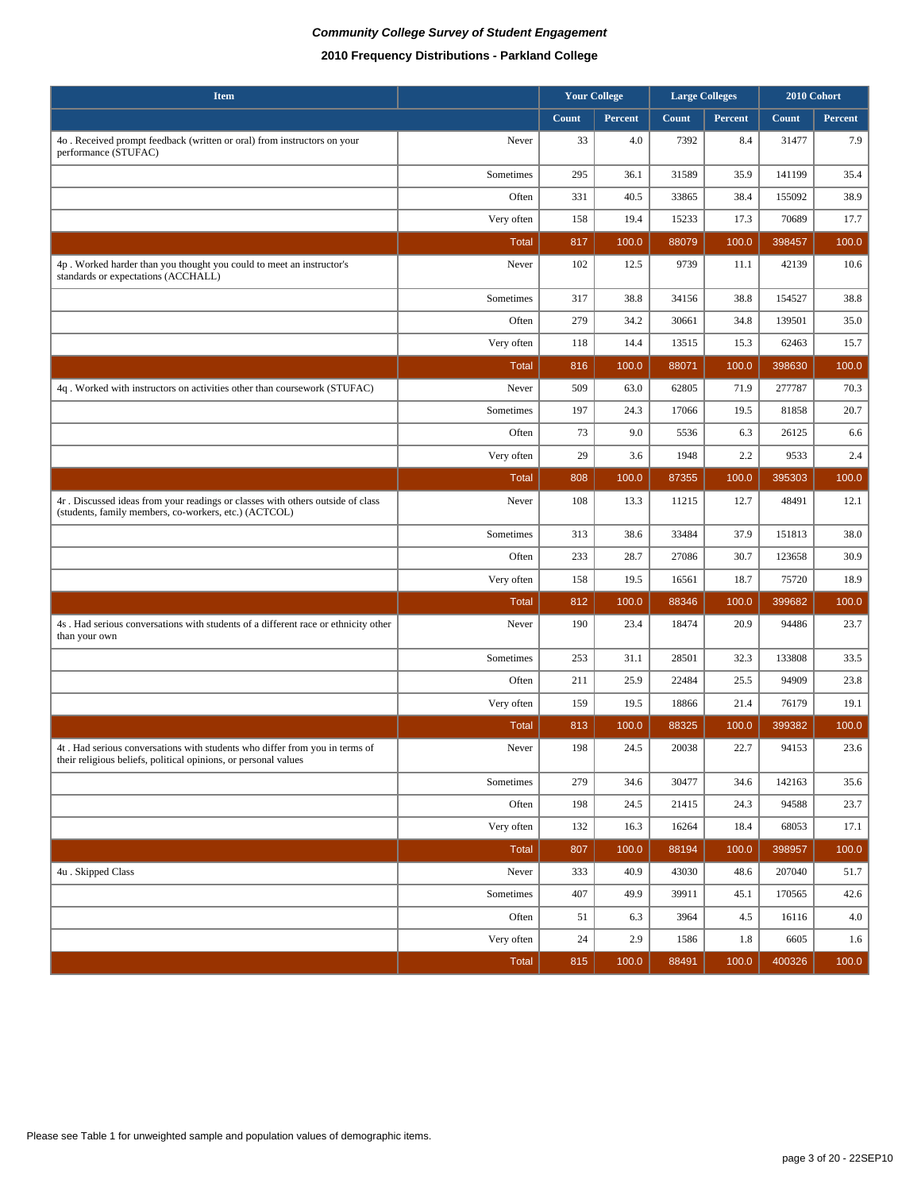***Community College Survey of Student Engagement***

**2010 Frequency Distributions - Parkland College**

| Item | | Your College | | Large Colleges | | 2010 Cohort | |
|---|---|---|---|---|---|---|---|
| | | Count | Percent | Count | Percent | Count | Percent |
| 4o . Received prompt feedback (written or oral) from instructors on your performance (STUFAC) | Never | 33 | 4.0 | 7392 | 8.4 | 31477 | 7.9 |
| | Sometimes | 295 | 36.1 | 31589 | 35.9 | 141199 | 35.4 |
| | Often | 331 | 40.5 | 33865 | 38.4 | 155092 | 38.9 |
| | Very often | 158 | 19.4 | 15233 | 17.3 | 70689 | 17.7 |
| | Total | 817 | 100.0 | 88079 | 100.0 | 398457 | 100.0 |
| 4p . Worked harder than you thought you could to meet an instructor's standards or expectations (ACCHALL) | Never | 102 | 12.5 | 9739 | 11.1 | 42139 | 10.6 |
| | Sometimes | 317 | 38.8 | 34156 | 38.8 | 154527 | 38.8 |
| | Often | 279 | 34.2 | 30661 | 34.8 | 139501 | 35.0 |
| | Very often | 118 | 14.4 | 13515 | 15.3 | 62463 | 15.7 |
| | Total | 816 | 100.0 | 88071 | 100.0 | 398630 | 100.0 |
| 4q . Worked with instructors on activities other than coursework (STUFAC) | Never | 509 | 63.0 | 62805 | 71.9 | 277787 | 70.3 |
| | Sometimes | 197 | 24.3 | 17066 | 19.5 | 81858 | 20.7 |
| | Often | 73 | 9.0 | 5536 | 6.3 | 26125 | 6.6 |
| | Very often | 29 | 3.6 | 1948 | 2.2 | 9533 | 2.4 |
| | Total | 808 | 100.0 | 87355 | 100.0 | 395303 | 100.0 |
| 4r . Discussed ideas from your readings or classes with others outside of class (students, family members, co-workers, etc.) (ACTCOL) | Never | 108 | 13.3 | 11215 | 12.7 | 48491 | 12.1 |
| | Sometimes | 313 | 38.6 | 33484 | 37.9 | 151813 | 38.0 |
| | Often | 233 | 28.7 | 27086 | 30.7 | 123658 | 30.9 |
| | Very often | 158 | 19.5 | 16561 | 18.7 | 75720 | 18.9 |
| | Total | 812 | 100.0 | 88346 | 100.0 | 399682 | 100.0 |
| 4s . Had serious conversations with students of a different race or ethnicity other than your own | Never | 190 | 23.4 | 18474 | 20.9 | 94486 | 23.7 |
| | Sometimes | 253 | 31.1 | 28501 | 32.3 | 133808 | 33.5 |
| | Often | 211 | 25.9 | 22484 | 25.5 | 94909 | 23.8 |
| | Very often | 159 | 19.5 | 18866 | 21.4 | 76179 | 19.1 |
| | Total | 813 | 100.0 | 88325 | 100.0 | 399382 | 100.0 |
| 4t . Had serious conversations with students who differ from you in terms of their religious beliefs, political opinions, or personal values | Never | 198 | 24.5 | 20038 | 22.7 | 94153 | 23.6 |
| | Sometimes | 279 | 34.6 | 30477 | 34.6 | 142163 | 35.6 |
| | Often | 198 | 24.5 | 21415 | 24.3 | 94588 | 23.7 |
| | Very often | 132 | 16.3 | 16264 | 18.4 | 68053 | 17.1 |
| | Total | 807 | 100.0 | 88194 | 100.0 | 398957 | 100.0 |
| 4u . Skipped Class | Never | 333 | 40.9 | 43030 | 48.6 | 207040 | 51.7 |
| | Sometimes | 407 | 49.9 | 39911 | 45.1 | 170565 | 42.6 |
| | Often | 51 | 6.3 | 3964 | 4.5 | 16116 | 4.0 |
| | Very often | 24 | 2.9 | 1586 | 1.8 | 6605 | 1.6 |
| | Total | 815 | 100.0 | 88491 | 100.0 | 400326 | 100.0 |

Please see Table 1 for unweighted sample and population values of demographic items.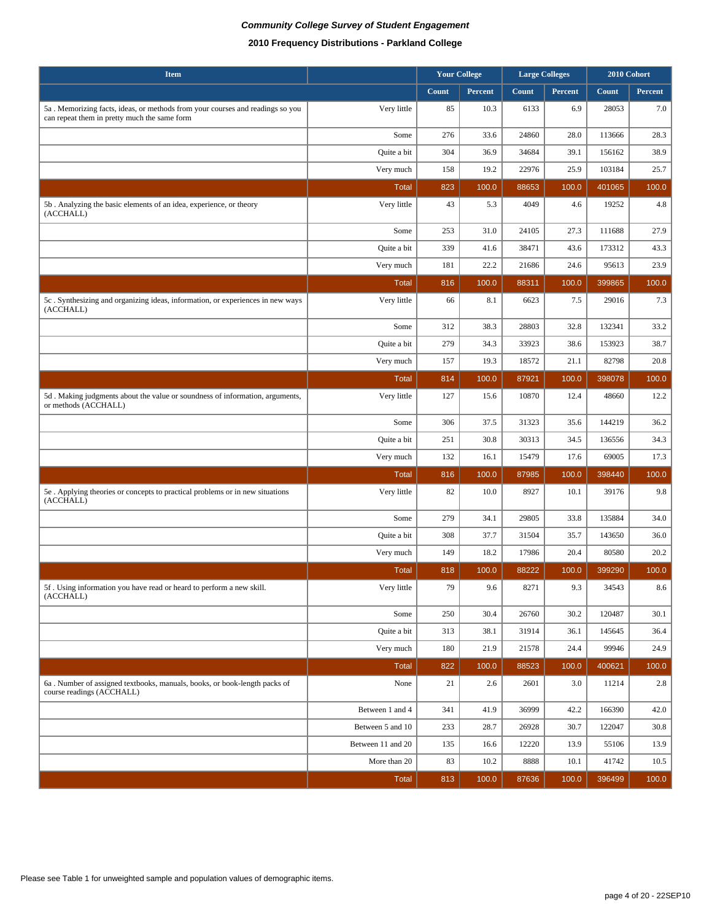***Community College Survey of Student Engagement***

**2010 Frequency Distributions - Parkland College**

| Item | | Your College | | Large Colleges | | 2010 Cohort | |
|---|---|---|---|---|---|---|---|
| | | Count | Percent | Count | Percent | Count | Percent |
| 5a . Memorizing facts, ideas, or methods from your courses and readings so you can repeat them in pretty much the same form | Very little | 85 | 10.3 | 6133 | 6.9 | 28053 | 7.0 |
| | Some | 276 | 33.6 | 24860 | 28.0 | 113666 | 28.3 |
| | Quite a bit | 304 | 36.9 | 34684 | 39.1 | 156162 | 38.9 |
| | Very much | 158 | 19.2 | 22976 | 25.9 | 103184 | 25.7 |
| | Total | 823 | 100.0 | 88653 | 100.0 | 401065 | 100.0 |
| 5b . Analyzing the basic elements of an idea, experience, or theory (ACCHALL) | Very little | 43 | 5.3 | 4049 | 4.6 | 19252 | 4.8 |
| | Some | 253 | 31.0 | 24105 | 27.3 | 111688 | 27.9 |
| | Quite a bit | 339 | 41.6 | 38471 | 43.6 | 173312 | 43.3 |
| | Very much | 181 | 22.2 | 21686 | 24.6 | 95613 | 23.9 |
| | Total | 816 | 100.0 | 88311 | 100.0 | 399865 | 100.0 |
| 5c . Synthesizing and organizing ideas, information, or experiences in new ways (ACCHALL) | Very little | 66 | 8.1 | 6623 | 7.5 | 29016 | 7.3 |
| | Some | 312 | 38.3 | 28803 | 32.8 | 132341 | 33.2 |
| | Quite a bit | 279 | 34.3 | 33923 | 38.6 | 153923 | 38.7 |
| | Very much | 157 | 19.3 | 18572 | 21.1 | 82798 | 20.8 |
| | Total | 814 | 100.0 | 87921 | 100.0 | 398078 | 100.0 |
| 5d . Making judgments about the value or soundness of information, arguments, or methods (ACCHALL) | Very little | 127 | 15.6 | 10870 | 12.4 | 48660 | 12.2 |
| | Some | 306 | 37.5 | 31323 | 35.6 | 144219 | 36.2 |
| | Quite a bit | 251 | 30.8 | 30313 | 34.5 | 136556 | 34.3 |
| | Very much | 132 | 16.1 | 15479 | 17.6 | 69005 | 17.3 |
| | Total | 816 | 100.0 | 87985 | 100.0 | 398440 | 100.0 |
| 5e . Applying theories or concepts to practical problems or in new situations (ACCHALL) | Very little | 82 | 10.0 | 8927 | 10.1 | 39176 | 9.8 |
| | Some | 279 | 34.1 | 29805 | 33.8 | 135884 | 34.0 |
| | Quite a bit | 308 | 37.7 | 31504 | 35.7 | 143650 | 36.0 |
| | Very much | 149 | 18.2 | 17986 | 20.4 | 80580 | 20.2 |
| | Total | 818 | 100.0 | 88222 | 100.0 | 399290 | 100.0 |
| 5f . Using information you have read or heard to perform a new skill. (ACCHALL) | Very little | 79 | 9.6 | 8271 | 9.3 | 34543 | 8.6 |
| | Some | 250 | 30.4 | 26760 | 30.2 | 120487 | 30.1 |
| | Quite a bit | 313 | 38.1 | 31914 | 36.1 | 145645 | 36.4 |
| | Very much | 180 | 21.9 | 21578 | 24.4 | 99946 | 24.9 |
| | Total | 822 | 100.0 | 88523 | 100.0 | 400621 | 100.0 |
| 6a . Number of assigned textbooks, manuals, books, or book-length packs of course readings (ACCHALL) | None | 21 | 2.6 | 2601 | 3.0 | 11214 | 2.8 |
| | Between 1 and 4 | 341 | 41.9 | 36999 | 42.2 | 166390 | 42.0 |
| | Between 5 and 10 | 233 | 28.7 | 26928 | 30.7 | 122047 | 30.8 |
| | Between 11 and 20 | 135 | 16.6 | 12220 | 13.9 | 55106 | 13.9 |
| | More than 20 | 83 | 10.2 | 8888 | 10.1 | 41742 | 10.5 |
| | Total | 813 | 100.0 | 87636 | 100.0 | 396499 | 100.0 |

Please see Table 1 for unweighted sample and population values of demographic items.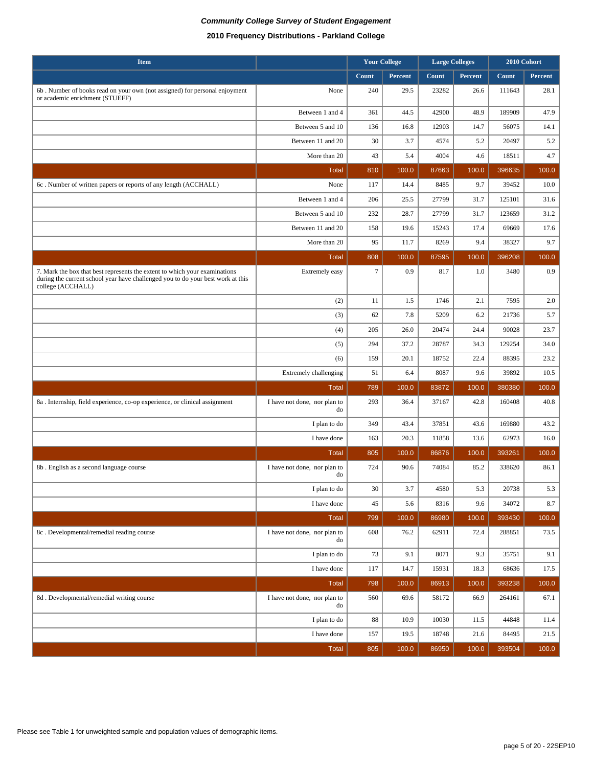***Community College Survey of Student Engagement***

**2010 Frequency Distributions - Parkland College**

| Item | | Your College | | Large Colleges | | 2010 Cohort | |
|---|---|---|---|---|---|---|---|
| | | Count | Percent | Count | Percent | Count | Percent |
| 6b . Number of books read on your own (not assigned) for personal enjoyment or academic enrichment (STUEFF) | None | 240 | 29.5 | 23282 | 26.6 | 111643 | 28.1 |
| | Between 1 and 4 | 361 | 44.5 | 42900 | 48.9 | 189909 | 47.9 |
| | Between 5 and 10 | 136 | 16.8 | 12903 | 14.7 | 56075 | 14.1 |
| | Between 11 and 20 | 30 | 3.7 | 4574 | 5.2 | 20497 | 5.2 |
| | More than 20 | 43 | 5.4 | 4004 | 4.6 | 18511 | 4.7 |
| | Total | 810 | 100.0 | 87663 | 100.0 | 396635 | 100.0 |
| 6c . Number of written papers or reports of any length (ACCHALL) | None | 117 | 14.4 | 8485 | 9.7 | 39452 | 10.0 |
| | Between 1 and 4 | 206 | 25.5 | 27799 | 31.7 | 125101 | 31.6 |
| | Between 5 and 10 | 232 | 28.7 | 27799 | 31.7 | 123659 | 31.2 |
| | Between 11 and 20 | 158 | 19.6 | 15243 | 17.4 | 69669 | 17.6 |
| | More than 20 | 95 | 11.7 | 8269 | 9.4 | 38327 | 9.7 |
| | Total | 808 | 100.0 | 87595 | 100.0 | 396208 | 100.0 |
| 7. Mark the box that best represents the extent to which your examinations during the current school year have challenged you to do your best work at this college (ACCHALL) | Extremely easy | 7 | 0.9 | 817 | 1.0 | 3480 | 0.9 |
| | (2) | 11 | 1.5 | 1746 | 2.1 | 7595 | 2.0 |
| | (3) | 62 | 7.8 | 5209 | 6.2 | 21736 | 5.7 |
| | (4) | 205 | 26.0 | 20474 | 24.4 | 90028 | 23.7 |
| | (5) | 294 | 37.2 | 28787 | 34.3 | 129254 | 34.0 |
| | (6) | 159 | 20.1 | 18752 | 22.4 | 88395 | 23.2 |
| | Extremely challenging | 51 | 6.4 | 8087 | 9.6 | 39892 | 10.5 |
| | Total | 789 | 100.0 | 83872 | 100.0 | 380380 | 100.0 |
| 8a . Internship, field experience, co-op experience, or clinical assignment | I have not done, nor plan to do | 293 | 36.4 | 37167 | 42.8 | 160408 | 40.8 |
| | I plan to do | 349 | 43.4 | 37851 | 43.6 | 169880 | 43.2 |
| | I have done | 163 | 20.3 | 11858 | 13.6 | 62973 | 16.0 |
| | Total | 805 | 100.0 | 86876 | 100.0 | 393261 | 100.0 |
| 8b . English as a second language course | I have not done, nor plan to do | 724 | 90.6 | 74084 | 85.2 | 338620 | 86.1 |
| | I plan to do | 30 | 3.7 | 4580 | 5.3 | 20738 | 5.3 |
| | I have done | 45 | 5.6 | 8316 | 9.6 | 34072 | 8.7 |
| | Total | 799 | 100.0 | 86980 | 100.0 | 393430 | 100.0 |
| 8c . Developmental/remedial reading course | I have not done, nor plan to do | 608 | 76.2 | 62911 | 72.4 | 288851 | 73.5 |
| | I plan to do | 73 | 9.1 | 8071 | 9.3 | 35751 | 9.1 |
| | I have done | 117 | 14.7 | 15931 | 18.3 | 68636 | 17.5 |
| | Total | 798 | 100.0 | 86913 | 100.0 | 393238 | 100.0 |
| 8d . Developmental/remedial writing course | I have not done, nor plan to do | 560 | 69.6 | 58172 | 66.9 | 264161 | 67.1 |
| | I plan to do | 88 | 10.9 | 10030 | 11.5 | 44848 | 11.4 |
| | I have done | 157 | 19.5 | 18748 | 21.6 | 84495 | 21.5 |
| | Total | 805 | 100.0 | 86950 | 100.0 | 393504 | 100.0 |

Please see Table 1 for unweighted sample and population values of demographic items.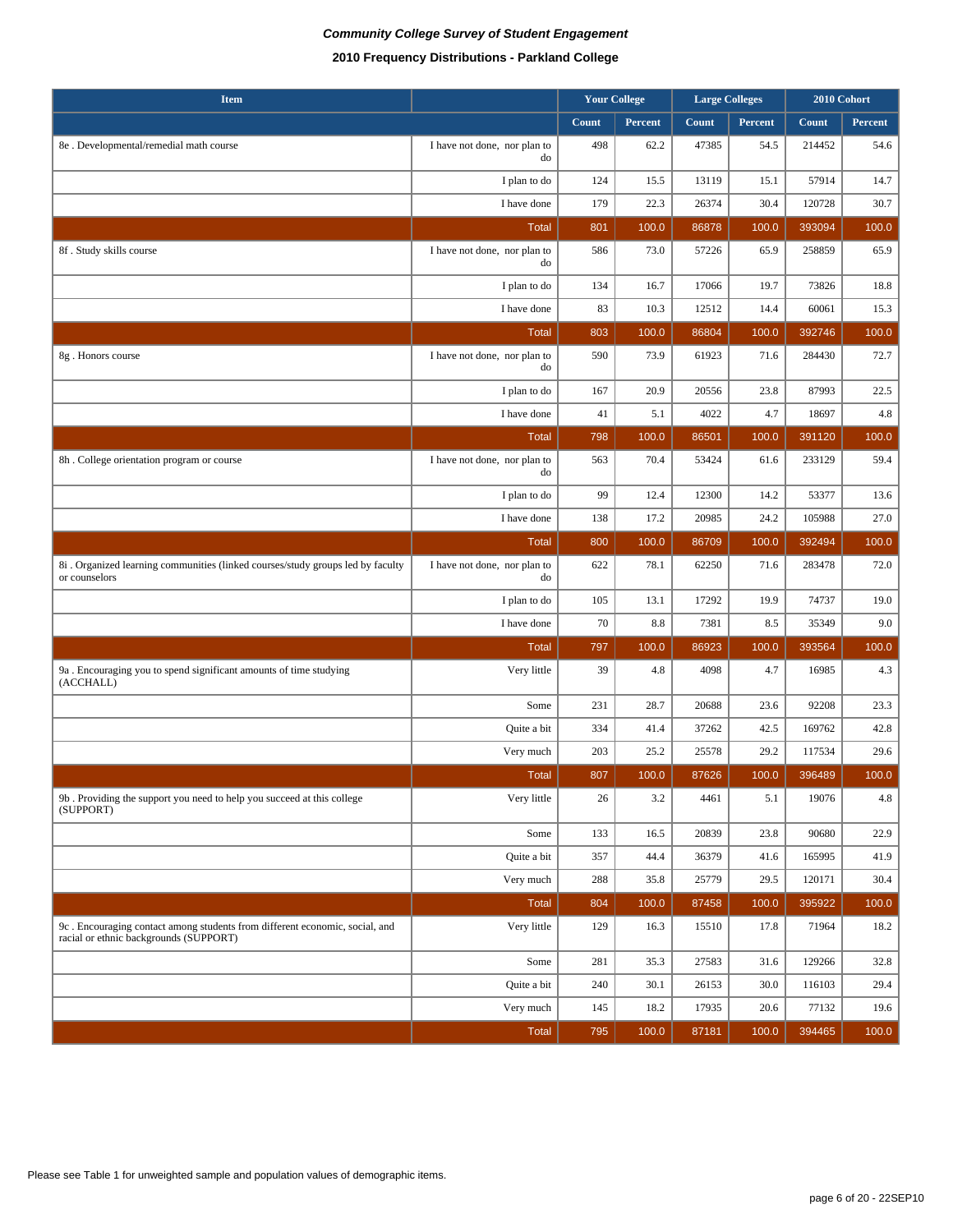*Community College Survey of Student Engagement*

**2010 Frequency Distributions - Parkland College**

| Item | | Your College | | Large Colleges | | 2010 Cohort | |
|---|---|---|---|---|---|---|---|
| | | Count | Percent | Count | Percent | Count | Percent |
| 8e . Developmental/remedial math course | I have not done, nor plan to do | 498 | 62.2 | 47385 | 54.5 | 214452 | 54.6 |
| | I plan to do | 124 | 15.5 | 13119 | 15.1 | 57914 | 14.7 |
| | I have done | 179 | 22.3 | 26374 | 30.4 | 120728 | 30.7 |
| | Total | 801 | 100.0 | 86878 | 100.0 | 393094 | 100.0 |
| 8f . Study skills course | I have not done, nor plan to do | 586 | 73.0 | 57226 | 65.9 | 258859 | 65.9 |
| | I plan to do | 134 | 16.7 | 17066 | 19.7 | 73826 | 18.8 |
| | I have done | 83 | 10.3 | 12512 | 14.4 | 60061 | 15.3 |
| | Total | 803 | 100.0 | 86804 | 100.0 | 392746 | 100.0 |
| 8g . Honors course | I have not done, nor plan to do | 590 | 73.9 | 61923 | 71.6 | 284430 | 72.7 |
| | I plan to do | 167 | 20.9 | 20556 | 23.8 | 87993 | 22.5 |
| | I have done | 41 | 5.1 | 4022 | 4.7 | 18697 | 4.8 |
| | Total | 798 | 100.0 | 86501 | 100.0 | 391120 | 100.0 |
| 8h . College orientation program or course | I have not done, nor plan to do | 563 | 70.4 | 53424 | 61.6 | 233129 | 59.4 |
| | I plan to do | 99 | 12.4 | 12300 | 14.2 | 53377 | 13.6 |
| | I have done | 138 | 17.2 | 20985 | 24.2 | 105988 | 27.0 |
| | Total | 800 | 100.0 | 86709 | 100.0 | 392494 | 100.0 |
| 8i . Organized learning communities (linked courses/study groups led by faculty or counselors | I have not done, nor plan to do | 622 | 78.1 | 62250 | 71.6 | 283478 | 72.0 |
| | I plan to do | 105 | 13.1 | 17292 | 19.9 | 74737 | 19.0 |
| | I have done | 70 | 8.8 | 7381 | 8.5 | 35349 | 9.0 |
| | Total | 797 | 100.0 | 86923 | 100.0 | 393564 | 100.0 |
| 9a . Encouraging you to spend significant amounts of time studying (ACCHALL) | Very little | 39 | 4.8 | 4098 | 4.7 | 16985 | 4.3 |
| | Some | 231 | 28.7 | 20688 | 23.6 | 92208 | 23.3 |
| | Quite a bit | 334 | 41.4 | 37262 | 42.5 | 169762 | 42.8 |
| | Very much | 203 | 25.2 | 25578 | 29.2 | 117534 | 29.6 |
| | Total | 807 | 100.0 | 87626 | 100.0 | 396489 | 100.0 |
| 9b . Providing the support you need to help you succeed at this college (SUPPORT) | Very little | 26 | 3.2 | 4461 | 5.1 | 19076 | 4.8 |
| | Some | 133 | 16.5 | 20839 | 23.8 | 90680 | 22.9 |
| | Quite a bit | 357 | 44.4 | 36379 | 41.6 | 165995 | 41.9 |
| | Very much | 288 | 35.8 | 25779 | 29.5 | 120171 | 30.4 |
| | Total | 804 | 100.0 | 87458 | 100.0 | 395922 | 100.0 |
| 9c . Encouraging contact among students from different economic, social, and racial or ethnic backgrounds (SUPPORT) | Very little | 129 | 16.3 | 15510 | 17.8 | 71964 | 18.2 |
| | Some | 281 | 35.3 | 27583 | 31.6 | 129266 | 32.8 |
| | Quite a bit | 240 | 30.1 | 26153 | 30.0 | 116103 | 29.4 |
| | Very much | 145 | 18.2 | 17935 | 20.6 | 77132 | 19.6 |
| | Total | 795 | 100.0 | 87181 | 100.0 | 394465 | 100.0 |

Please see Table 1 for unweighted sample and population values of demographic items.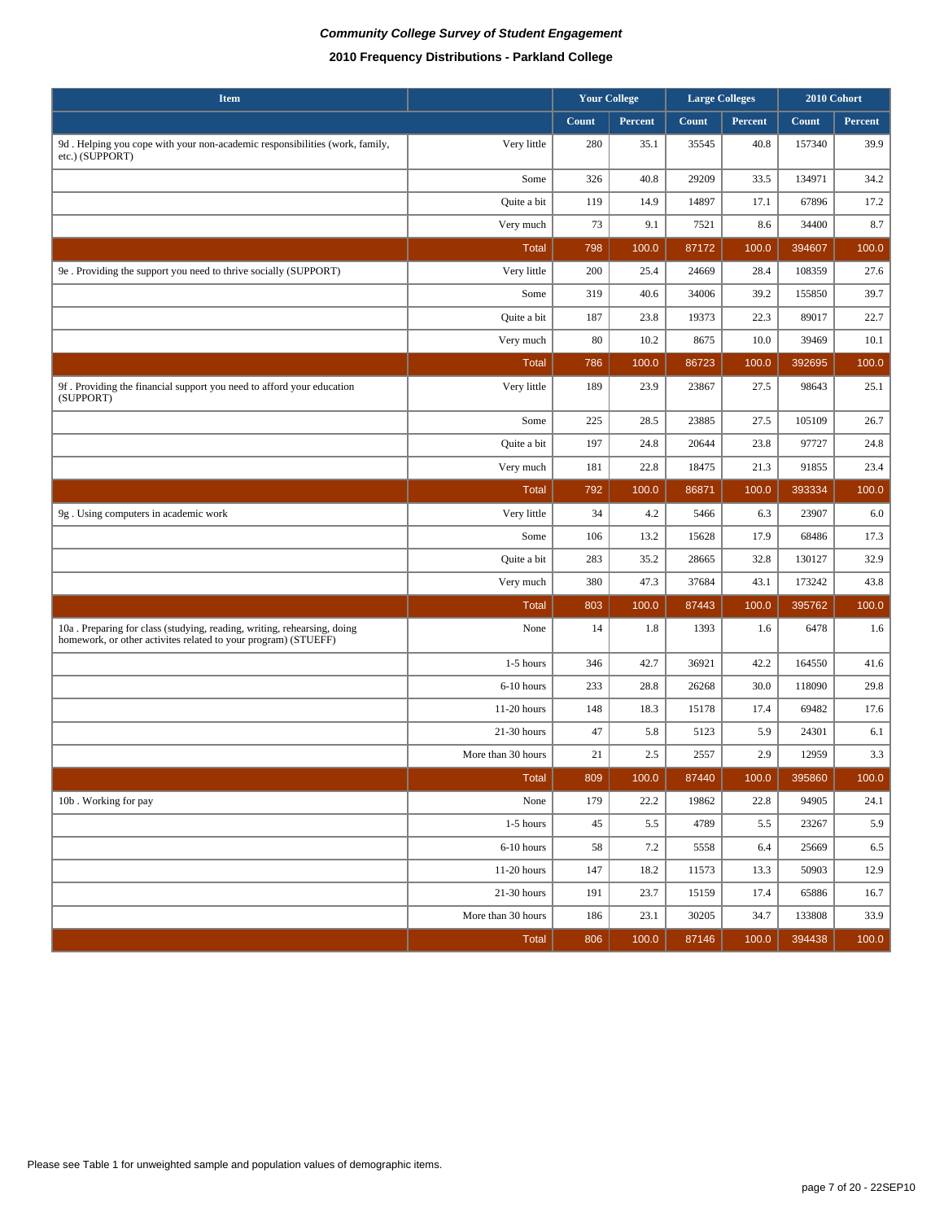*Community College Survey of Student Engagement*

**2010 Frequency Distributions - Parkland College**

| Item | | Your College | | Large Colleges | | 2010 Cohort | |
|---|---|---|---|---|---|---|---|
| | | Count | Percent | Count | Percent | Count | Percent |
| 9d . Helping you cope with your non-academic responsibilities (work, family, etc.) (SUPPORT) | Very little | 280 | 35.1 | 35545 | 40.8 | 157340 | 39.9 |
| | Some | 326 | 40.8 | 29209 | 33.5 | 134971 | 34.2 |
| | Quite a bit | 119 | 14.9 | 14897 | 17.1 | 67896 | 17.2 |
| | Very much | 73 | 9.1 | 7521 | 8.6 | 34400 | 8.7 |
| | Total | 798 | 100.0 | 87172 | 100.0 | 394607 | 100.0 |
| 9e . Providing the support you need to thrive socially (SUPPORT) | Very little | 200 | 25.4 | 24669 | 28.4 | 108359 | 27.6 |
| | Some | 319 | 40.6 | 34006 | 39.2 | 155850 | 39.7 |
| | Quite a bit | 187 | 23.8 | 19373 | 22.3 | 89017 | 22.7 |
| | Very much | 80 | 10.2 | 8675 | 10.0 | 39469 | 10.1 |
| | Total | 786 | 100.0 | 86723 | 100.0 | 392695 | 100.0 |
| 9f . Providing the financial support you need to afford your education (SUPPORT) | Very little | 189 | 23.9 | 23867 | 27.5 | 98643 | 25.1 |
| | Some | 225 | 28.5 | 23885 | 27.5 | 105109 | 26.7 |
| | Quite a bit | 197 | 24.8 | 20644 | 23.8 | 97727 | 24.8 |
| | Very much | 181 | 22.8 | 18475 | 21.3 | 91855 | 23.4 |
| | Total | 792 | 100.0 | 86871 | 100.0 | 393334 | 100.0 |
| 9g . Using computers in academic work | Very little | 34 | 4.2 | 5466 | 6.3 | 23907 | 6.0 |
| | Some | 106 | 13.2 | 15628 | 17.9 | 68486 | 17.3 |
| | Quite a bit | 283 | 35.2 | 28665 | 32.8 | 130127 | 32.9 |
| | Very much | 380 | 47.3 | 37684 | 43.1 | 173242 | 43.8 |
| | Total | 803 | 100.0 | 87443 | 100.0 | 395762 | 100.0 |
| 10a . Preparing for class (studying, reading, writing, rehearsing, doing homework, or other activites related to your program) (STUEFF) | None | 14 | 1.8 | 1393 | 1.6 | 6478 | 1.6 |
| | 1-5 hours | 346 | 42.7 | 36921 | 42.2 | 164550 | 41.6 |
| | 6-10 hours | 233 | 28.8 | 26268 | 30.0 | 118090 | 29.8 |
| | 11-20 hours | 148 | 18.3 | 15178 | 17.4 | 69482 | 17.6 |
| | 21-30 hours | 47 | 5.8 | 5123 | 5.9 | 24301 | 6.1 |
| | More than 30 hours | 21 | 2.5 | 2557 | 2.9 | 12959 | 3.3 |
| | Total | 809 | 100.0 | 87440 | 100.0 | 395860 | 100.0 |
| 10b . Working for pay | None | 179 | 22.2 | 19862 | 22.8 | 94905 | 24.1 |
| | 1-5 hours | 45 | 5.5 | 4789 | 5.5 | 23267 | 5.9 |
| | 6-10 hours | 58 | 7.2 | 5558 | 6.4 | 25669 | 6.5 |
| | 11-20 hours | 147 | 18.2 | 11573 | 13.3 | 50903 | 12.9 |
| | 21-30 hours | 191 | 23.7 | 15159 | 17.4 | 65886 | 16.7 |
| | More than 30 hours | 186 | 23.1 | 30205 | 34.7 | 133808 | 33.9 |
| | Total | 806 | 100.0 | 87146 | 100.0 | 394438 | 100.0 |

Please see Table 1 for unweighted sample and population values of demographic items.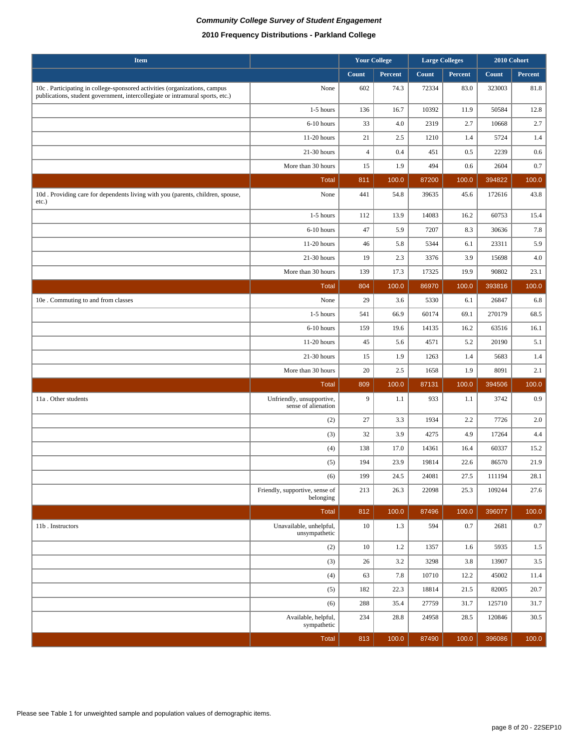***Community College Survey of Student Engagement***

**2010 Frequency Distributions - Parkland College**

| Item | | Your College | | Large Colleges | | 2010 Cohort | |
|---|---|---|---|---|---|---|---|
| | | Count | Percent | Count | Percent | Count | Percent |
| 10c . Participating in college-sponsored activities (organizations, campus publications, student government, intercollegiate or intramural sports, etc.) | None | 602 | 74.3 | 72334 | 83.0 | 323003 | 81.8 |
| | 1-5 hours | 136 | 16.7 | 10392 | 11.9 | 50584 | 12.8 |
| | 6-10 hours | 33 | 4.0 | 2319 | 2.7 | 10668 | 2.7 |
| | 11-20 hours | 21 | 2.5 | 1210 | 1.4 | 5724 | 1.4 |
| | 21-30 hours | 4 | 0.4 | 451 | 0.5 | 2239 | 0.6 |
| | More than 30 hours | 15 | 1.9 | 494 | 0.6 | 2604 | 0.7 |
| | Total | 811 | 100.0 | 87200 | 100.0 | 394822 | 100.0 |
| 10d . Providing care for dependents living with you (parents, children, spouse, etc.) | None | 441 | 54.8 | 39635 | 45.6 | 172616 | 43.8 |
| | 1-5 hours | 112 | 13.9 | 14083 | 16.2 | 60753 | 15.4 |
| | 6-10 hours | 47 | 5.9 | 7207 | 8.3 | 30636 | 7.8 |
| | 11-20 hours | 46 | 5.8 | 5344 | 6.1 | 23311 | 5.9 |
| | 21-30 hours | 19 | 2.3 | 3376 | 3.9 | 15698 | 4.0 |
| | More than 30 hours | 139 | 17.3 | 17325 | 19.9 | 90802 | 23.1 |
| | Total | 804 | 100.0 | 86970 | 100.0 | 393816 | 100.0 |
| 10e . Commuting to and from classes | None | 29 | 3.6 | 5330 | 6.1 | 26847 | 6.8 |
| | 1-5 hours | 541 | 66.9 | 60174 | 69.1 | 270179 | 68.5 |
| | 6-10 hours | 159 | 19.6 | 14135 | 16.2 | 63516 | 16.1 |
| | 11-20 hours | 45 | 5.6 | 4571 | 5.2 | 20190 | 5.1 |
| | 21-30 hours | 15 | 1.9 | 1263 | 1.4 | 5683 | 1.4 |
| | More than 30 hours | 20 | 2.5 | 1658 | 1.9 | 8091 | 2.1 |
| | Total | 809 | 100.0 | 87131 | 100.0 | 394506 | 100.0 |
| 11a . Other students | Unfriendly, unsupportive, sense of alienation | 9 | 1.1 | 933 | 1.1 | 3742 | 0.9 |
| | (2) | 27 | 3.3 | 1934 | 2.2 | 7726 | 2.0 |
| | (3) | 32 | 3.9 | 4275 | 4.9 | 17264 | 4.4 |
| | (4) | 138 | 17.0 | 14361 | 16.4 | 60337 | 15.2 |
| | (5) | 194 | 23.9 | 19814 | 22.6 | 86570 | 21.9 |
| | (6) | 199 | 24.5 | 24081 | 27.5 | 111194 | 28.1 |
| | Friendly, supportive, sense of belonging | 213 | 26.3 | 22098 | 25.3 | 109244 | 27.6 |
| | Total | 812 | 100.0 | 87496 | 100.0 | 396077 | 100.0 |
| 11b . Instructors | Unavailable, unhelpful, unsympathetic | 10 | 1.3 | 594 | 0.7 | 2681 | 0.7 |
| | (2) | 10 | 1.2 | 1357 | 1.6 | 5935 | 1.5 |
| | (3) | 26 | 3.2 | 3298 | 3.8 | 13907 | 3.5 |
| | (4) | 63 | 7.8 | 10710 | 12.2 | 45002 | 11.4 |
| | (5) | 182 | 22.3 | 18814 | 21.5 | 82005 | 20.7 |
| | (6) | 288 | 35.4 | 27759 | 31.7 | 125710 | 31.7 |
| | Available, helpful, sympathetic | 234 | 28.8 | 24958 | 28.5 | 120846 | 30.5 |
| | Total | 813 | 100.0 | 87490 | 100.0 | 396086 | 100.0 |

Please see Table 1 for unweighted sample and population values of demographic items.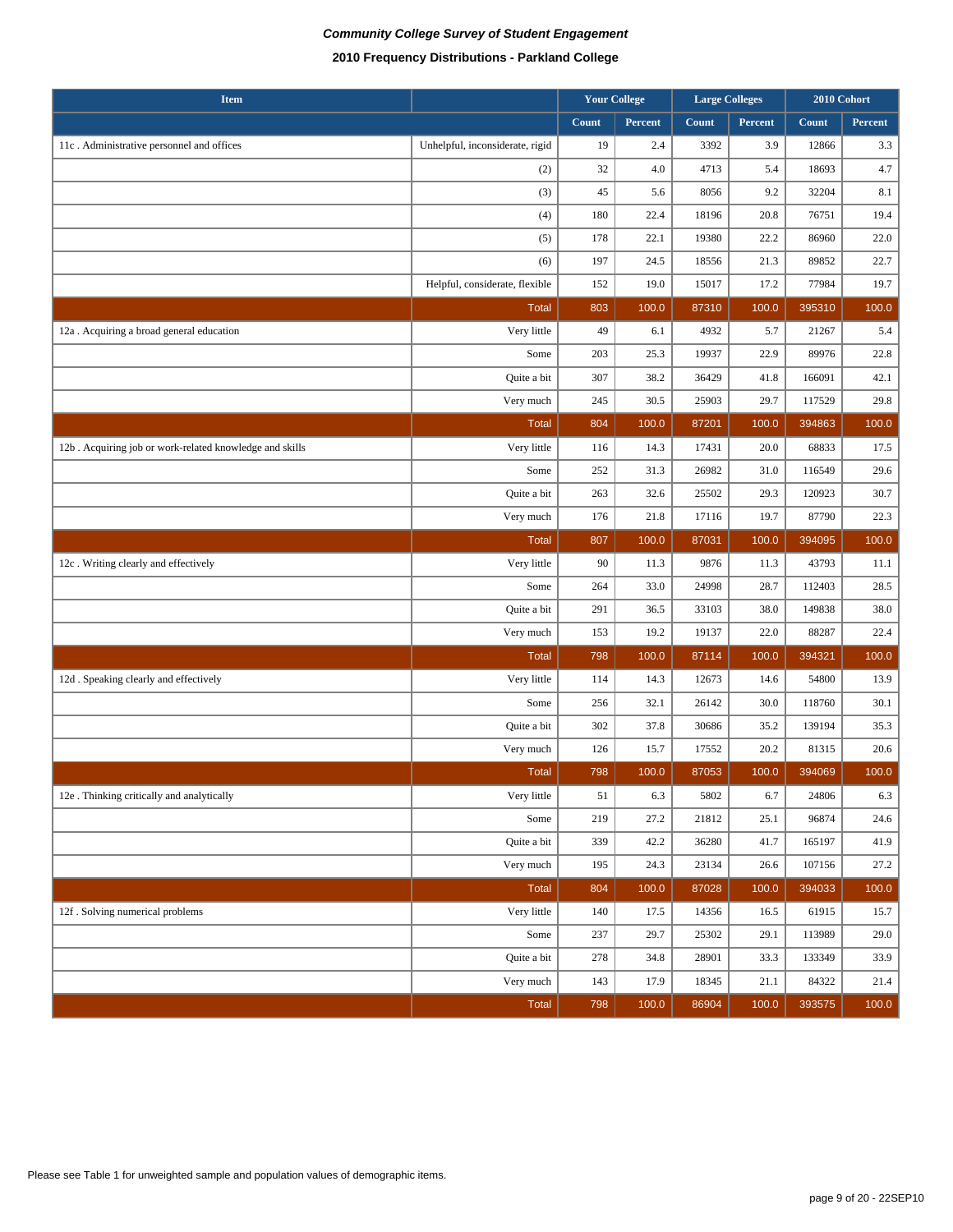***Community College Survey of Student Engagement***

**2010 Frequency Distributions - Parkland College**

| Item | | Your College | | Large Colleges | | 2010 Cohort | |
|---|---|---|---|---|---|---|---|
| | | Count | Percent | Count | Percent | Count | Percent |
| 11c . Administrative personnel and offices | Unhelpful, inconsiderate, rigid | 19 | 2.4 | 3392 | 3.9 | 12866 | 3.3 |
| | (2) | 32 | 4.0 | 4713 | 5.4 | 18693 | 4.7 |
| | (3) | 45 | 5.6 | 8056 | 9.2 | 32204 | 8.1 |
| | (4) | 180 | 22.4 | 18196 | 20.8 | 76751 | 19.4 |
| | (5) | 178 | 22.1 | 19380 | 22.2 | 86960 | 22.0 |
| | (6) | 197 | 24.5 | 18556 | 21.3 | 89852 | 22.7 |
| | Helpful, considerate, flexible | 152 | 19.0 | 15017 | 17.2 | 77984 | 19.7 |
| | Total | 803 | 100.0 | 87310 | 100.0 | 395310 | 100.0 |
| 12a . Acquiring a broad general education | Very little | 49 | 6.1 | 4932 | 5.7 | 21267 | 5.4 |
| | Some | 203 | 25.3 | 19937 | 22.9 | 89976 | 22.8 |
| | Quite a bit | 307 | 38.2 | 36429 | 41.8 | 166091 | 42.1 |
| | Very much | 245 | 30.5 | 25903 | 29.7 | 117529 | 29.8 |
| | Total | 804 | 100.0 | 87201 | 100.0 | 394863 | 100.0 |
| 12b . Acquiring job or work-related knowledge and skills | Very little | 116 | 14.3 | 17431 | 20.0 | 68833 | 17.5 |
| | Some | 252 | 31.3 | 26982 | 31.0 | 116549 | 29.6 |
| | Quite a bit | 263 | 32.6 | 25502 | 29.3 | 120923 | 30.7 |
| | Very much | 176 | 21.8 | 17116 | 19.7 | 87790 | 22.3 |
| | Total | 807 | 100.0 | 87031 | 100.0 | 394095 | 100.0 |
| 12c . Writing clearly and effectively | Very little | 90 | 11.3 | 9876 | 11.3 | 43793 | 11.1 |
| | Some | 264 | 33.0 | 24998 | 28.7 | 112403 | 28.5 |
| | Quite a bit | 291 | 36.5 | 33103 | 38.0 | 149838 | 38.0 |
| | Very much | 153 | 19.2 | 19137 | 22.0 | 88287 | 22.4 |
| | Total | 798 | 100.0 | 87114 | 100.0 | 394321 | 100.0 |
| 12d . Speaking clearly and effectively | Very little | 114 | 14.3 | 12673 | 14.6 | 54800 | 13.9 |
| | Some | 256 | 32.1 | 26142 | 30.0 | 118760 | 30.1 |
| | Quite a bit | 302 | 37.8 | 30686 | 35.2 | 139194 | 35.3 |
| | Very much | 126 | 15.7 | 17552 | 20.2 | 81315 | 20.6 |
| | Total | 798 | 100.0 | 87053 | 100.0 | 394069 | 100.0 |
| 12e . Thinking critically and analytically | Very little | 51 | 6.3 | 5802 | 6.7 | 24806 | 6.3 |
| | Some | 219 | 27.2 | 21812 | 25.1 | 96874 | 24.6 |
| | Quite a bit | 339 | 42.2 | 36280 | 41.7 | 165197 | 41.9 |
| | Very much | 195 | 24.3 | 23134 | 26.6 | 107156 | 27.2 |
| | Total | 804 | 100.0 | 87028 | 100.0 | 394033 | 100.0 |
| 12f . Solving numerical problems | Very little | 140 | 17.5 | 14356 | 16.5 | 61915 | 15.7 |
| | Some | 237 | 29.7 | 25302 | 29.1 | 113989 | 29.0 |
| | Quite a bit | 278 | 34.8 | 28901 | 33.3 | 133349 | 33.9 |
| | Very much | 143 | 17.9 | 18345 | 21.1 | 84322 | 21.4 |
| | Total | 798 | 100.0 | 86904 | 100.0 | 393575 | 100.0 |

Please see Table 1 for unweighted sample and population values of demographic items.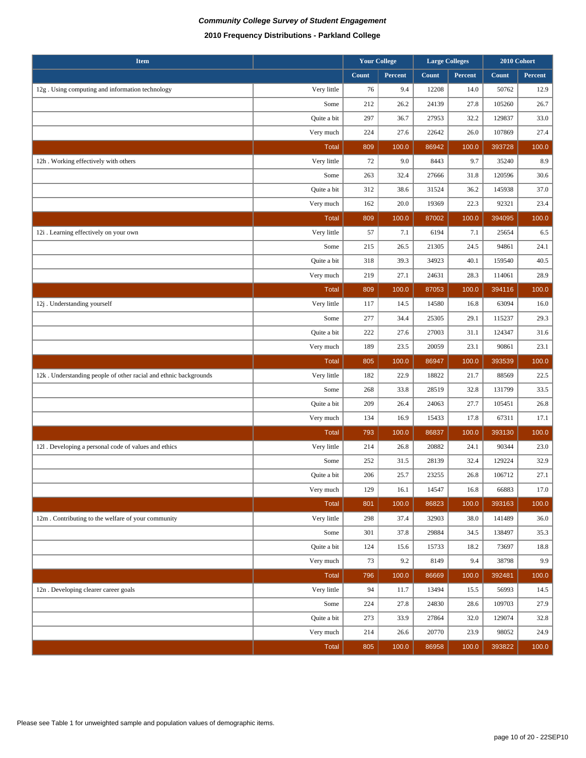***Community College Survey of Student Engagement***

**2010 Frequency Distributions - Parkland College**

| Item | | Your College | | Large Colleges | | 2010 Cohort | |
|---|---|---|---|---|---|---|---|
| | | Count | Percent | Count | Percent | Count | Percent |
| 12g . Using computing and information technology | Very little | 76 | 9.4 | 12208 | 14.0 | 50762 | 12.9 |
| | Some | 212 | 26.2 | 24139 | 27.8 | 105260 | 26.7 |
| | Quite a bit | 297 | 36.7 | 27953 | 32.2 | 129837 | 33.0 |
| | Very much | 224 | 27.6 | 22642 | 26.0 | 107869 | 27.4 |
| | Total | 809 | 100.0 | 86942 | 100.0 | 393728 | 100.0 |
| 12h . Working effectively with others | Very little | 72 | 9.0 | 8443 | 9.7 | 35240 | 8.9 |
| | Some | 263 | 32.4 | 27666 | 31.8 | 120596 | 30.6 |
| | Quite a bit | 312 | 38.6 | 31524 | 36.2 | 145938 | 37.0 |
| | Very much | 162 | 20.0 | 19369 | 22.3 | 92321 | 23.4 |
| | Total | 809 | 100.0 | 87002 | 100.0 | 394095 | 100.0 |
| 12i . Learning effectively on your own | Very little | 57 | 7.1 | 6194 | 7.1 | 25654 | 6.5 |
| | Some | 215 | 26.5 | 21305 | 24.5 | 94861 | 24.1 |
| | Quite a bit | 318 | 39.3 | 34923 | 40.1 | 159540 | 40.5 |
| | Very much | 219 | 27.1 | 24631 | 28.3 | 114061 | 28.9 |
| | Total | 809 | 100.0 | 87053 | 100.0 | 394116 | 100.0 |
| 12j . Understanding yourself | Very little | 117 | 14.5 | 14580 | 16.8 | 63094 | 16.0 |
| | Some | 277 | 34.4 | 25305 | 29.1 | 115237 | 29.3 |
| | Quite a bit | 222 | 27.6 | 27003 | 31.1 | 124347 | 31.6 |
| | Very much | 189 | 23.5 | 20059 | 23.1 | 90861 | 23.1 |
| | Total | 805 | 100.0 | 86947 | 100.0 | 393539 | 100.0 |
| 12k . Understanding people of other racial and ethnic backgrounds | Very little | 182 | 22.9 | 18822 | 21.7 | 88569 | 22.5 |
| | Some | 268 | 33.8 | 28519 | 32.8 | 131799 | 33.5 |
| | Quite a bit | 209 | 26.4 | 24063 | 27.7 | 105451 | 26.8 |
| | Very much | 134 | 16.9 | 15433 | 17.8 | 67311 | 17.1 |
| | Total | 793 | 100.0 | 86837 | 100.0 | 393130 | 100.0 |
| 12l . Developing a personal code of values and ethics | Very little | 214 | 26.8 | 20882 | 24.1 | 90344 | 23.0 |
| | Some | 252 | 31.5 | 28139 | 32.4 | 129224 | 32.9 |
| | Quite a bit | 206 | 25.7 | 23255 | 26.8 | 106712 | 27.1 |
| | Very much | 129 | 16.1 | 14547 | 16.8 | 66883 | 17.0 |
| | Total | 801 | 100.0 | 86823 | 100.0 | 393163 | 100.0 |
| 12m . Contributing to the welfare of your community | Very little | 298 | 37.4 | 32903 | 38.0 | 141489 | 36.0 |
| | Some | 301 | 37.8 | 29884 | 34.5 | 138497 | 35.3 |
| | Quite a bit | 124 | 15.6 | 15733 | 18.2 | 73697 | 18.8 |
| | Very much | 73 | 9.2 | 8149 | 9.4 | 38798 | 9.9 |
| | Total | 796 | 100.0 | 86669 | 100.0 | 392481 | 100.0 |
| 12n . Developing clearer career goals | Very little | 94 | 11.7 | 13494 | 15.5 | 56993 | 14.5 |
| | Some | 224 | 27.8 | 24830 | 28.6 | 109703 | 27.9 |
| | Quite a bit | 273 | 33.9 | 27864 | 32.0 | 129074 | 32.8 |
| | Very much | 214 | 26.6 | 20770 | 23.9 | 98052 | 24.9 |
| | Total | 805 | 100.0 | 86958 | 100.0 | 393822 | 100.0 |

Please see Table 1 for unweighted sample and population values of demographic items.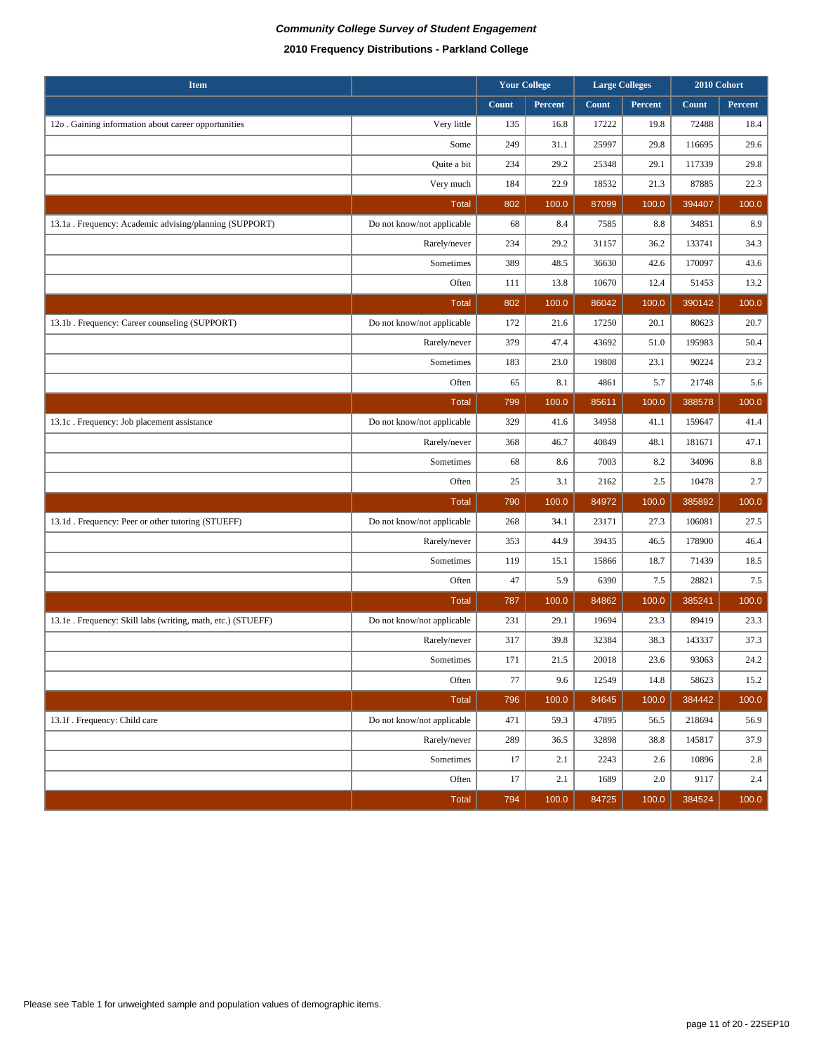*Community College Survey of Student Engagement*

**2010 Frequency Distributions - Parkland College**

| Item | | Your College | | Large Colleges | | 2010 Cohort | |
|---|---|---|---|---|---|---|---|
| | | Count | Percent | Count | Percent | Count | Percent |
| 12o . Gaining information about career opportunities | Very little | 135 | 16.8 | 17222 | 19.8 | 72488 | 18.4 |
| | Some | 249 | 31.1 | 25997 | 29.8 | 116695 | 29.6 |
| | Quite a bit | 234 | 29.2 | 25348 | 29.1 | 117339 | 29.8 |
| | Very much | 184 | 22.9 | 18532 | 21.3 | 87885 | 22.3 |
| | Total | 802 | 100.0 | 87099 | 100.0 | 394407 | 100.0 |
| 13.1a . Frequency: Academic advising/planning (SUPPORT) | Do not know/not applicable | 68 | 8.4 | 7585 | 8.8 | 34851 | 8.9 |
| | Rarely/never | 234 | 29.2 | 31157 | 36.2 | 133741 | 34.3 |
| | Sometimes | 389 | 48.5 | 36630 | 42.6 | 170097 | 43.6 |
| | Often | 111 | 13.8 | 10670 | 12.4 | 51453 | 13.2 |
| | Total | 802 | 100.0 | 86042 | 100.0 | 390142 | 100.0 |
| 13.1b . Frequency: Career counseling (SUPPORT) | Do not know/not applicable | 172 | 21.6 | 17250 | 20.1 | 80623 | 20.7 |
| | Rarely/never | 379 | 47.4 | 43692 | 51.0 | 195983 | 50.4 |
| | Sometimes | 183 | 23.0 | 19808 | 23.1 | 90224 | 23.2 |
| | Often | 65 | 8.1 | 4861 | 5.7 | 21748 | 5.6 |
| | Total | 799 | 100.0 | 85611 | 100.0 | 388578 | 100.0 |
| 13.1c . Frequency: Job placement assistance | Do not know/not applicable | 329 | 41.6 | 34958 | 41.1 | 159647 | 41.4 |
| | Rarely/never | 368 | 46.7 | 40849 | 48.1 | 181671 | 47.1 |
| | Sometimes | 68 | 8.6 | 7003 | 8.2 | 34096 | 8.8 |
| | Often | 25 | 3.1 | 2162 | 2.5 | 10478 | 2.7 |
| | Total | 790 | 100.0 | 84972 | 100.0 | 385892 | 100.0 |
| 13.1d . Frequency: Peer or other tutoring (STUEFF) | Do not know/not applicable | 268 | 34.1 | 23171 | 27.3 | 106081 | 27.5 |
| | Rarely/never | 353 | 44.9 | 39435 | 46.5 | 178900 | 46.4 |
| | Sometimes | 119 | 15.1 | 15866 | 18.7 | 71439 | 18.5 |
| | Often | 47 | 5.9 | 6390 | 7.5 | 28821 | 7.5 |
| | Total | 787 | 100.0 | 84862 | 100.0 | 385241 | 100.0 |
| 13.1e . Frequency: Skill labs (writing, math, etc.) (STUEFF) | Do not know/not applicable | 231 | 29.1 | 19694 | 23.3 | 89419 | 23.3 |
| | Rarely/never | 317 | 39.8 | 32384 | 38.3 | 143337 | 37.3 |
| | Sometimes | 171 | 21.5 | 20018 | 23.6 | 93063 | 24.2 |
| | Often | 77 | 9.6 | 12549 | 14.8 | 58623 | 15.2 |
| | Total | 796 | 100.0 | 84645 | 100.0 | 384442 | 100.0 |
| 13.1f . Frequency: Child care | Do not know/not applicable | 471 | 59.3 | 47895 | 56.5 | 218694 | 56.9 |
| | Rarely/never | 289 | 36.5 | 32898 | 38.8 | 145817 | 37.9 |
| | Sometimes | 17 | 2.1 | 2243 | 2.6 | 10896 | 2.8 |
| | Often | 17 | 2.1 | 1689 | 2.0 | 9117 | 2.4 |
| | Total | 794 | 100.0 | 84725 | 100.0 | 384524 | 100.0 |

Please see Table 1 for unweighted sample and population values of demographic items.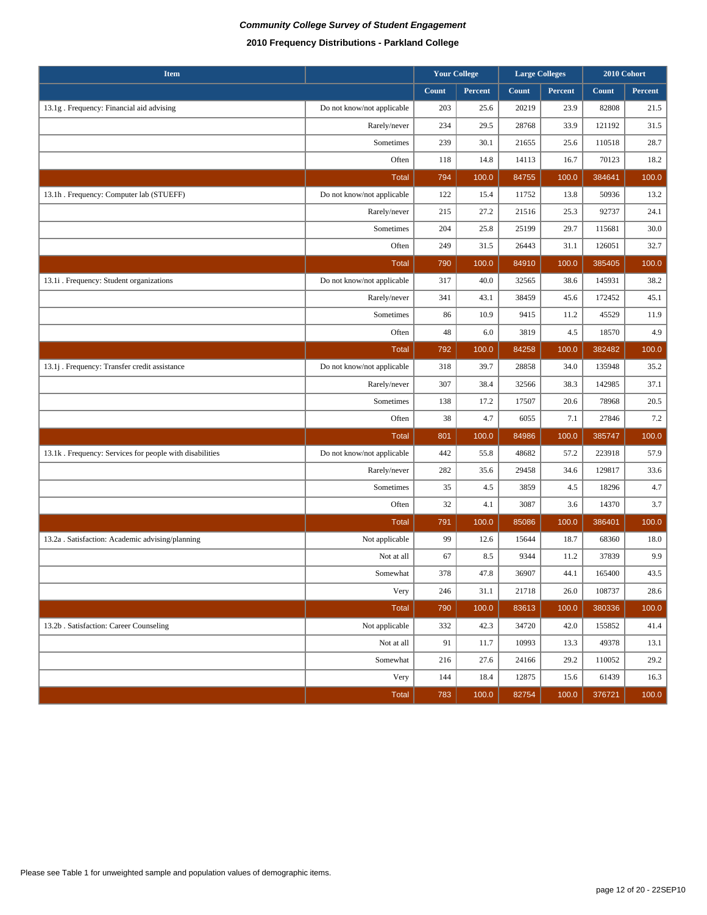*Community College Survey of Student Engagement*

**2010 Frequency Distributions - Parkland College**

| Item | | Your College | | Large Colleges | | 2010 Cohort | |
|---|---|---|---|---|---|---|---|
| | | Count | Percent | Count | Percent | Count | Percent |
| 13.1g . Frequency: Financial aid advising | Do not know/not applicable | 203 | 25.6 | 20219 | 23.9 | 82808 | 21.5 |
| | Rarely/never | 234 | 29.5 | 28768 | 33.9 | 121192 | 31.5 |
| | Sometimes | 239 | 30.1 | 21655 | 25.6 | 110518 | 28.7 |
| | Often | 118 | 14.8 | 14113 | 16.7 | 70123 | 18.2 |
| | Total | 794 | 100.0 | 84755 | 100.0 | 384641 | 100.0 |
| 13.1h . Frequency: Computer lab (STUEFF) | Do not know/not applicable | 122 | 15.4 | 11752 | 13.8 | 50936 | 13.2 |
| | Rarely/never | 215 | 27.2 | 21516 | 25.3 | 92737 | 24.1 |
| | Sometimes | 204 | 25.8 | 25199 | 29.7 | 115681 | 30.0 |
| | Often | 249 | 31.5 | 26443 | 31.1 | 126051 | 32.7 |
| | Total | 790 | 100.0 | 84910 | 100.0 | 385405 | 100.0 |
| 13.1i . Frequency: Student organizations | Do not know/not applicable | 317 | 40.0 | 32565 | 38.6 | 145931 | 38.2 |
| | Rarely/never | 341 | 43.1 | 38459 | 45.6 | 172452 | 45.1 |
| | Sometimes | 86 | 10.9 | 9415 | 11.2 | 45529 | 11.9 |
| | Often | 48 | 6.0 | 3819 | 4.5 | 18570 | 4.9 |
| | Total | 792 | 100.0 | 84258 | 100.0 | 382482 | 100.0 |
| 13.1j . Frequency: Transfer credit assistance | Do not know/not applicable | 318 | 39.7 | 28858 | 34.0 | 135948 | 35.2 |
| | Rarely/never | 307 | 38.4 | 32566 | 38.3 | 142985 | 37.1 |
| | Sometimes | 138 | 17.2 | 17507 | 20.6 | 78968 | 20.5 |
| | Often | 38 | 4.7 | 6055 | 7.1 | 27846 | 7.2 |
| | Total | 801 | 100.0 | 84986 | 100.0 | 385747 | 100.0 |
| 13.1k . Frequency: Services for people with disabilities | Do not know/not applicable | 442 | 55.8 | 48682 | 57.2 | 223918 | 57.9 |
| | Rarely/never | 282 | 35.6 | 29458 | 34.6 | 129817 | 33.6 |
| | Sometimes | 35 | 4.5 | 3859 | 4.5 | 18296 | 4.7 |
| | Often | 32 | 4.1 | 3087 | 3.6 | 14370 | 3.7 |
| | Total | 791 | 100.0 | 85086 | 100.0 | 386401 | 100.0 |
| 13.2a . Satisfaction: Academic advising/planning | Not applicable | 99 | 12.6 | 15644 | 18.7 | 68360 | 18.0 |
| | Not at all | 67 | 8.5 | 9344 | 11.2 | 37839 | 9.9 |
| | Somewhat | 378 | 47.8 | 36907 | 44.1 | 165400 | 43.5 |
| | Very | 246 | 31.1 | 21718 | 26.0 | 108737 | 28.6 |
| | Total | 790 | 100.0 | 83613 | 100.0 | 380336 | 100.0 |
| 13.2b . Satisfaction: Career Counseling | Not applicable | 332 | 42.3 | 34720 | 42.0 | 155852 | 41.4 |
| | Not at all | 91 | 11.7 | 10993 | 13.3 | 49378 | 13.1 |
| | Somewhat | 216 | 27.6 | 24166 | 29.2 | 110052 | 29.2 |
| | Very | 144 | 18.4 | 12875 | 15.6 | 61439 | 16.3 |
| | Total | 783 | 100.0 | 82754 | 100.0 | 376721 | 100.0 |

Please see Table 1 for unweighted sample and population values of demographic items.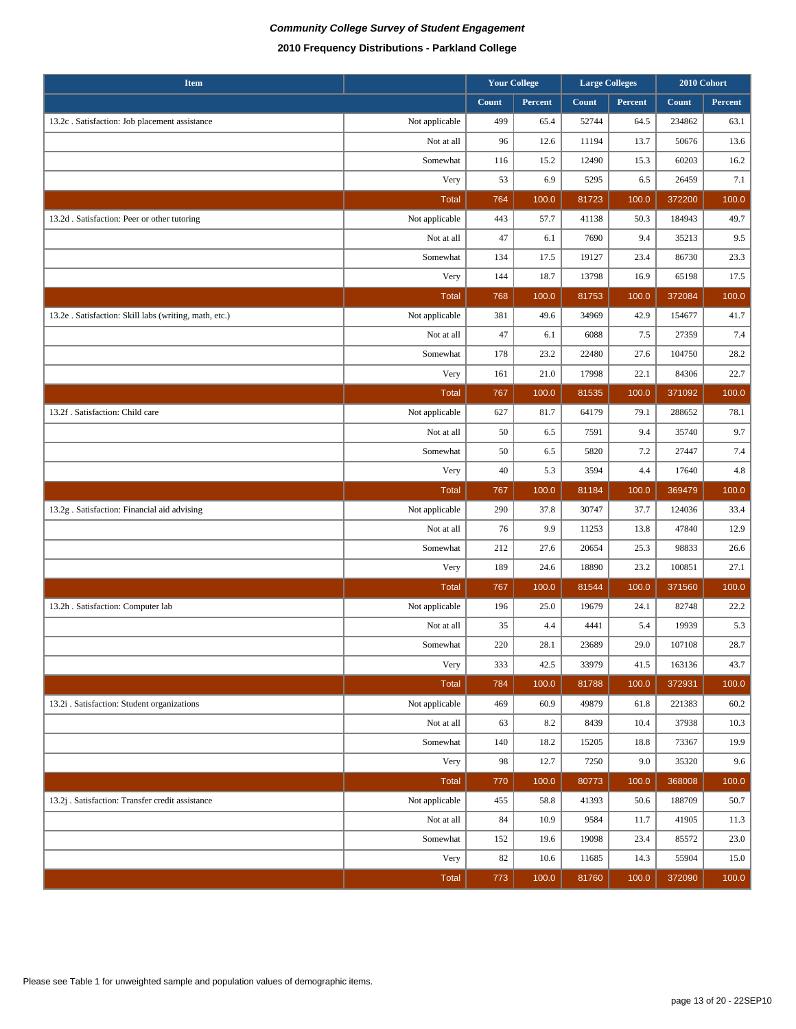***Community College Survey of Student Engagement***

**2010 Frequency Distributions - Parkland College**

| Item | | Your College | | Large Colleges | | 2010 Cohort | |
|---|---|---|---|---|---|---|---|
| | | Count | Percent | Count | Percent | Count | Percent |
| 13.2c . Satisfaction: Job placement assistance | Not applicable | 499 | 65.4 | 52744 | 64.5 | 234862 | 63.1 |
| | Not at all | 96 | 12.6 | 11194 | 13.7 | 50676 | 13.6 |
| | Somewhat | 116 | 15.2 | 12490 | 15.3 | 60203 | 16.2 |
| | Very | 53 | 6.9 | 5295 | 6.5 | 26459 | 7.1 |
| | Total | 764 | 100.0 | 81723 | 100.0 | 372200 | 100.0 |
| 13.2d . Satisfaction: Peer or other tutoring | Not applicable | 443 | 57.7 | 41138 | 50.3 | 184943 | 49.7 |
| | Not at all | 47 | 6.1 | 7690 | 9.4 | 35213 | 9.5 |
| | Somewhat | 134 | 17.5 | 19127 | 23.4 | 86730 | 23.3 |
| | Very | 144 | 18.7 | 13798 | 16.9 | 65198 | 17.5 |
| | Total | 768 | 100.0 | 81753 | 100.0 | 372084 | 100.0 |
| 13.2e . Satisfaction: Skill labs (writing, math, etc.) | Not applicable | 381 | 49.6 | 34969 | 42.9 | 154677 | 41.7 |
| | Not at all | 47 | 6.1 | 6088 | 7.5 | 27359 | 7.4 |
| | Somewhat | 178 | 23.2 | 22480 | 27.6 | 104750 | 28.2 |
| | Very | 161 | 21.0 | 17998 | 22.1 | 84306 | 22.7 |
| | Total | 767 | 100.0 | 81535 | 100.0 | 371092 | 100.0 |
| 13.2f . Satisfaction: Child care | Not applicable | 627 | 81.7 | 64179 | 79.1 | 288652 | 78.1 |
| | Not at all | 50 | 6.5 | 7591 | 9.4 | 35740 | 9.7 |
| | Somewhat | 50 | 6.5 | 5820 | 7.2 | 27447 | 7.4 |
| | Very | 40 | 5.3 | 3594 | 4.4 | 17640 | 4.8 |
| | Total | 767 | 100.0 | 81184 | 100.0 | 369479 | 100.0 |
| 13.2g . Satisfaction: Financial aid advising | Not applicable | 290 | 37.8 | 30747 | 37.7 | 124036 | 33.4 |
| | Not at all | 76 | 9.9 | 11253 | 13.8 | 47840 | 12.9 |
| | Somewhat | 212 | 27.6 | 20654 | 25.3 | 98833 | 26.6 |
| | Very | 189 | 24.6 | 18890 | 23.2 | 100851 | 27.1 |
| | Total | 767 | 100.0 | 81544 | 100.0 | 371560 | 100.0 |
| 13.2h . Satisfaction: Computer lab | Not applicable | 196 | 25.0 | 19679 | 24.1 | 82748 | 22.2 |
| | Not at all | 35 | 4.4 | 4441 | 5.4 | 19939 | 5.3 |
| | Somewhat | 220 | 28.1 | 23689 | 29.0 | 107108 | 28.7 |
| | Very | 333 | 42.5 | 33979 | 41.5 | 163136 | 43.7 |
| | Total | 784 | 100.0 | 81788 | 100.0 | 372931 | 100.0 |
| 13.2i . Satisfaction: Student organizations | Not applicable | 469 | 60.9 | 49879 | 61.8 | 221383 | 60.2 |
| | Not at all | 63 | 8.2 | 8439 | 10.4 | 37938 | 10.3 |
| | Somewhat | 140 | 18.2 | 15205 | 18.8 | 73367 | 19.9 |
| | Very | 98 | 12.7 | 7250 | 9.0 | 35320 | 9.6 |
| | Total | 770 | 100.0 | 80773 | 100.0 | 368008 | 100.0 |
| 13.2j . Satisfaction: Transfer credit assistance | Not applicable | 455 | 58.8 | 41393 | 50.6 | 188709 | 50.7 |
| | Not at all | 84 | 10.9 | 9584 | 11.7 | 41905 | 11.3 |
| | Somewhat | 152 | 19.6 | 19098 | 23.4 | 85572 | 23.0 |
| | Very | 82 | 10.6 | 11685 | 14.3 | 55904 | 15.0 |
| | Total | 773 | 100.0 | 81760 | 100.0 | 372090 | 100.0 |

Please see Table 1 for unweighted sample and population values of demographic items.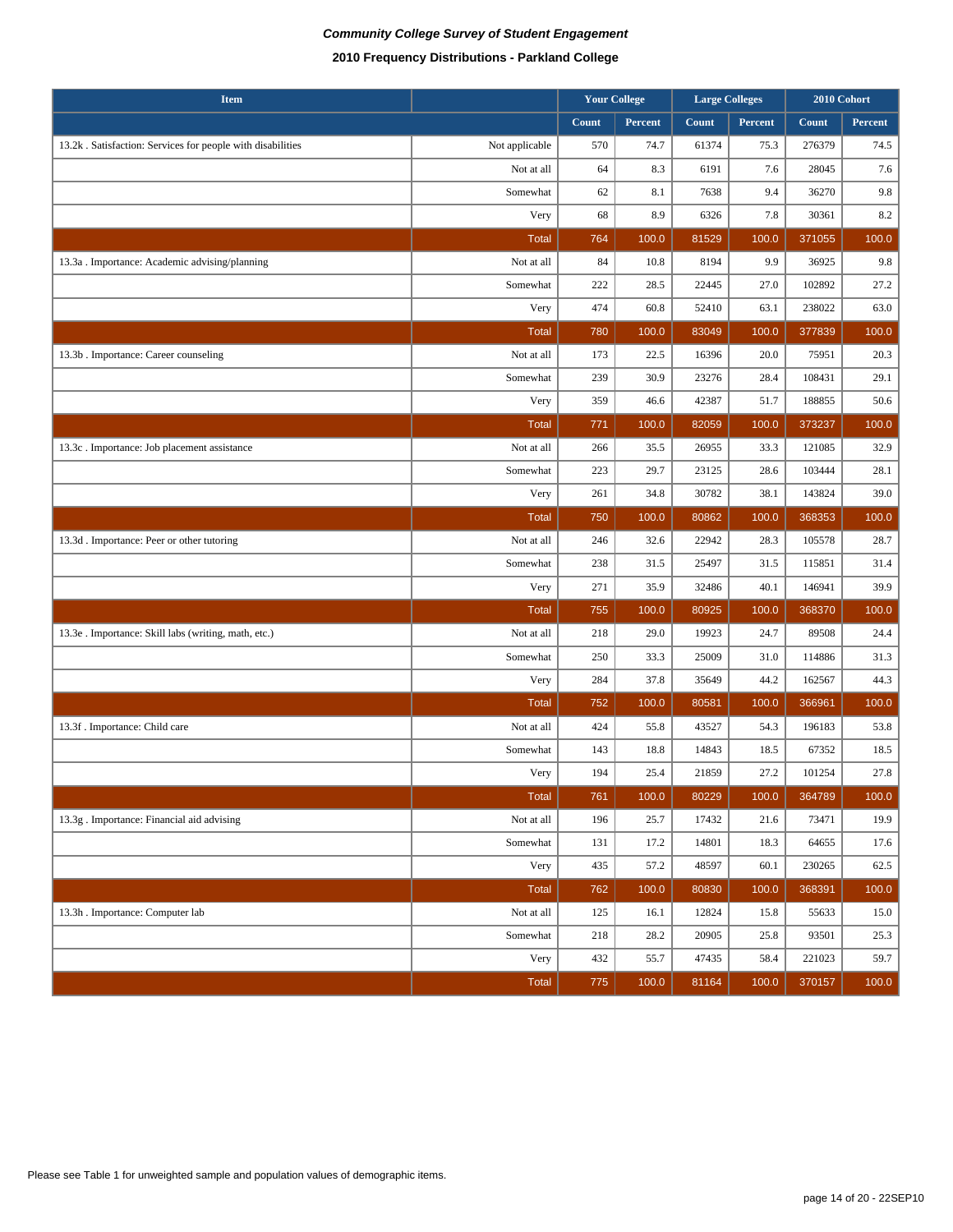***Community College Survey of Student Engagement***

**2010 Frequency Distributions - Parkland College**

| Item | | Your College | | Large Colleges | | 2010 Cohort | |
|---|---|---|---|---|---|---|---|
| | | Count | Percent | Count | Percent | Count | Percent |
| 13.2k . Satisfaction: Services for people with disabilities | Not applicable | 570 | 74.7 | 61374 | 75.3 | 276379 | 74.5 |
| | Not at all | 64 | 8.3 | 6191 | 7.6 | 28045 | 7.6 |
| | Somewhat | 62 | 8.1 | 7638 | 9.4 | 36270 | 9.8 |
| | Very | 68 | 8.9 | 6326 | 7.8 | 30361 | 8.2 |
| | Total | 764 | 100.0 | 81529 | 100.0 | 371055 | 100.0 |
| 13.3a . Importance: Academic advising/planning | Not at all | 84 | 10.8 | 8194 | 9.9 | 36925 | 9.8 |
| | Somewhat | 222 | 28.5 | 22445 | 27.0 | 102892 | 27.2 |
| | Very | 474 | 60.8 | 52410 | 63.1 | 238022 | 63.0 |
| | Total | 780 | 100.0 | 83049 | 100.0 | 377839 | 100.0 |
| 13.3b . Importance: Career counseling | Not at all | 173 | 22.5 | 16396 | 20.0 | 75951 | 20.3 |
| | Somewhat | 239 | 30.9 | 23276 | 28.4 | 108431 | 29.1 |
| | Very | 359 | 46.6 | 42387 | 51.7 | 188855 | 50.6 |
| | Total | 771 | 100.0 | 82059 | 100.0 | 373237 | 100.0 |
| 13.3c . Importance: Job placement assistance | Not at all | 266 | 35.5 | 26955 | 33.3 | 121085 | 32.9 |
| | Somewhat | 223 | 29.7 | 23125 | 28.6 | 103444 | 28.1 |
| | Very | 261 | 34.8 | 30782 | 38.1 | 143824 | 39.0 |
| | Total | 750 | 100.0 | 80862 | 100.0 | 368353 | 100.0 |
| 13.3d . Importance: Peer or other tutoring | Not at all | 246 | 32.6 | 22942 | 28.3 | 105578 | 28.7 |
| | Somewhat | 238 | 31.5 | 25497 | 31.5 | 115851 | 31.4 |
| | Very | 271 | 35.9 | 32486 | 40.1 | 146941 | 39.9 |
| | Total | 755 | 100.0 | 80925 | 100.0 | 368370 | 100.0 |
| 13.3e . Importance: Skill labs (writing, math, etc.) | Not at all | 218 | 29.0 | 19923 | 24.7 | 89508 | 24.4 |
| | Somewhat | 250 | 33.3 | 25009 | 31.0 | 114886 | 31.3 |
| | Very | 284 | 37.8 | 35649 | 44.2 | 162567 | 44.3 |
| | Total | 752 | 100.0 | 80581 | 100.0 | 366961 | 100.0 |
| 13.3f . Importance: Child care | Not at all | 424 | 55.8 | 43527 | 54.3 | 196183 | 53.8 |
| | Somewhat | 143 | 18.8 | 14843 | 18.5 | 67352 | 18.5 |
| | Very | 194 | 25.4 | 21859 | 27.2 | 101254 | 27.8 |
| | Total | 761 | 100.0 | 80229 | 100.0 | 364789 | 100.0 |
| 13.3g . Importance: Financial aid advising | Not at all | 196 | 25.7 | 17432 | 21.6 | 73471 | 19.9 |
| | Somewhat | 131 | 17.2 | 14801 | 18.3 | 64655 | 17.6 |
| | Very | 435 | 57.2 | 48597 | 60.1 | 230265 | 62.5 |
| | Total | 762 | 100.0 | 80830 | 100.0 | 368391 | 100.0 |
| 13.3h . Importance: Computer lab | Not at all | 125 | 16.1 | 12824 | 15.8 | 55633 | 15.0 |
| | Somewhat | 218 | 28.2 | 20905 | 25.8 | 93501 | 25.3 |
| | Very | 432 | 55.7 | 47435 | 58.4 | 221023 | 59.7 |
| | Total | 775 | 100.0 | 81164 | 100.0 | 370157 | 100.0 |

Please see Table 1 for unweighted sample and population values of demographic items.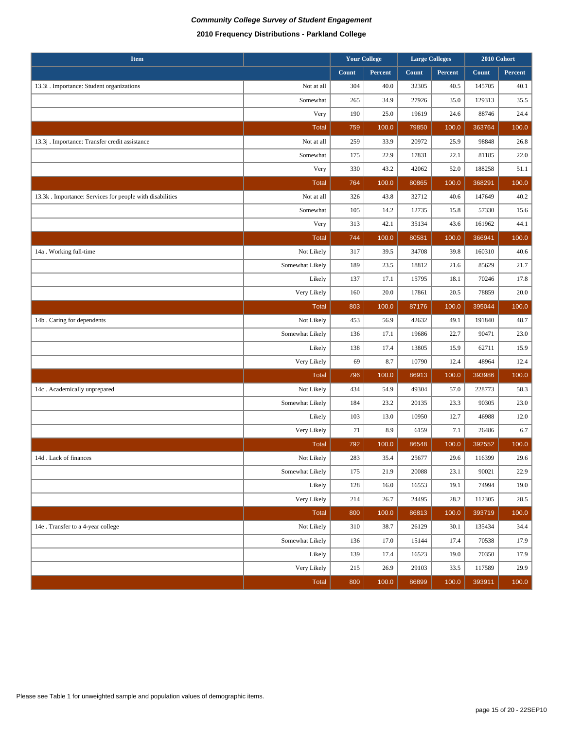*Community College Survey of Student Engagement*

**2010 Frequency Distributions - Parkland College**

| Item | | Your College | | Large Colleges | | 2010 Cohort | |
|---|---|---|---|---|---|---|---|
| | | Count | Percent | Count | Percent | Count | Percent |
| 13.3i . Importance: Student organizations | Not at all | 304 | 40.0 | 32305 | 40.5 | 145705 | 40.1 |
| | Somewhat | 265 | 34.9 | 27926 | 35.0 | 129313 | 35.5 |
| | Very | 190 | 25.0 | 19619 | 24.6 | 88746 | 24.4 |
| | Total | 759 | 100.0 | 79850 | 100.0 | 363764 | 100.0 |
| 13.3j . Importance: Transfer credit assistance | Not at all | 259 | 33.9 | 20972 | 25.9 | 98848 | 26.8 |
| | Somewhat | 175 | 22.9 | 17831 | 22.1 | 81185 | 22.0 |
| | Very | 330 | 43.2 | 42062 | 52.0 | 188258 | 51.1 |
| | Total | 764 | 100.0 | 80865 | 100.0 | 368291 | 100.0 |
| 13.3k . Importance: Services for people with disabilities | Not at all | 326 | 43.8 | 32712 | 40.6 | 147649 | 40.2 |
| | Somewhat | 105 | 14.2 | 12735 | 15.8 | 57330 | 15.6 |
| | Very | 313 | 42.1 | 35134 | 43.6 | 161962 | 44.1 |
| | Total | 744 | 100.0 | 80581 | 100.0 | 366941 | 100.0 |
| 14a . Working full-time | Not Likely | 317 | 39.5 | 34708 | 39.8 | 160310 | 40.6 |
| | Somewhat Likely | 189 | 23.5 | 18812 | 21.6 | 85629 | 21.7 |
| | Likely | 137 | 17.1 | 15795 | 18.1 | 70246 | 17.8 |
| | Very Likely | 160 | 20.0 | 17861 | 20.5 | 78859 | 20.0 |
| | Total | 803 | 100.0 | 87176 | 100.0 | 395044 | 100.0 |
| 14b . Caring for dependents | Not Likely | 453 | 56.9 | 42632 | 49.1 | 191840 | 48.7 |
| | Somewhat Likely | 136 | 17.1 | 19686 | 22.7 | 90471 | 23.0 |
| | Likely | 138 | 17.4 | 13805 | 15.9 | 62711 | 15.9 |
| | Very Likely | 69 | 8.7 | 10790 | 12.4 | 48964 | 12.4 |
| | Total | 796 | 100.0 | 86913 | 100.0 | 393986 | 100.0 |
| 14c . Academically unprepared | Not Likely | 434 | 54.9 | 49304 | 57.0 | 228773 | 58.3 |
| | Somewhat Likely | 184 | 23.2 | 20135 | 23.3 | 90305 | 23.0 |
| | Likely | 103 | 13.0 | 10950 | 12.7 | 46988 | 12.0 |
| | Very Likely | 71 | 8.9 | 6159 | 7.1 | 26486 | 6.7 |
| | Total | 792 | 100.0 | 86548 | 100.0 | 392552 | 100.0 |
| 14d . Lack of finances | Not Likely | 283 | 35.4 | 25677 | 29.6 | 116399 | 29.6 |
| | Somewhat Likely | 175 | 21.9 | 20088 | 23.1 | 90021 | 22.9 |
| | Likely | 128 | 16.0 | 16553 | 19.1 | 74994 | 19.0 |
| | Very Likely | 214 | 26.7 | 24495 | 28.2 | 112305 | 28.5 |
| | Total | 800 | 100.0 | 86813 | 100.0 | 393719 | 100.0 |
| 14e . Transfer to a 4-year college | Not Likely | 310 | 38.7 | 26129 | 30.1 | 135434 | 34.4 |
| | Somewhat Likely | 136 | 17.0 | 15144 | 17.4 | 70538 | 17.9 |
| | Likely | 139 | 17.4 | 16523 | 19.0 | 70350 | 17.9 |
| | Very Likely | 215 | 26.9 | 29103 | 33.5 | 117589 | 29.9 |
| | Total | 800 | 100.0 | 86899 | 100.0 | 393911 | 100.0 |

Please see Table 1 for unweighted sample and population values of demographic items.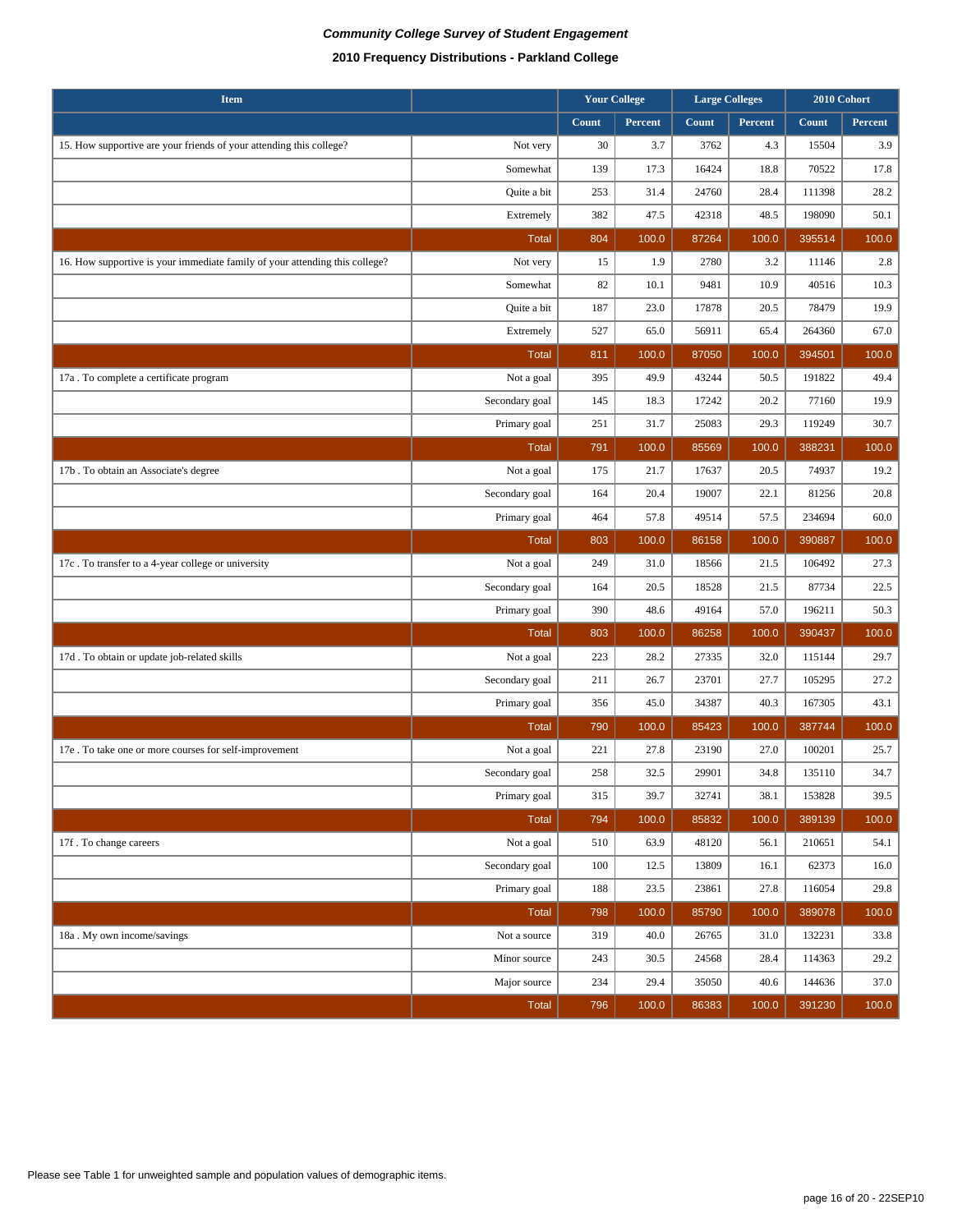***Community College Survey of Student Engagement***

**2010 Frequency Distributions - Parkland College**

| Item | | Your College | | Large Colleges | | 2010 Cohort | |
|---|---|---|---|---|---|---|---|
| | | Count | Percent | Count | Percent | Count | Percent |
| 15. How supportive are your friends of your attending this college? | Not very | 30 | 3.7 | 3762 | 4.3 | 15504 | 3.9 |
| | Somewhat | 139 | 17.3 | 16424 | 18.8 | 70522 | 17.8 |
| | Quite a bit | 253 | 31.4 | 24760 | 28.4 | 111398 | 28.2 |
| | Extremely | 382 | 47.5 | 42318 | 48.5 | 198090 | 50.1 |
| | Total | 804 | 100.0 | 87264 | 100.0 | 395514 | 100.0 |
| 16. How supportive is your immediate family of your attending this college? | Not very | 15 | 1.9 | 2780 | 3.2 | 11146 | 2.8 |
| | Somewhat | 82 | 10.1 | 9481 | 10.9 | 40516 | 10.3 |
| | Quite a bit | 187 | 23.0 | 17878 | 20.5 | 78479 | 19.9 |
| | Extremely | 527 | 65.0 | 56911 | 65.4 | 264360 | 67.0 |
| | Total | 811 | 100.0 | 87050 | 100.0 | 394501 | 100.0 |
| 17a . To complete a certificate program | Not a goal | 395 | 49.9 | 43244 | 50.5 | 191822 | 49.4 |
| | Secondary goal | 145 | 18.3 | 17242 | 20.2 | 77160 | 19.9 |
| | Primary goal | 251 | 31.7 | 25083 | 29.3 | 119249 | 30.7 |
| | Total | 791 | 100.0 | 85569 | 100.0 | 388231 | 100.0 |
| 17b . To obtain an Associate's degree | Not a goal | 175 | 21.7 | 17637 | 20.5 | 74937 | 19.2 |
| | Secondary goal | 164 | 20.4 | 19007 | 22.1 | 81256 | 20.8 |
| | Primary goal | 464 | 57.8 | 49514 | 57.5 | 234694 | 60.0 |
| | Total | 803 | 100.0 | 86158 | 100.0 | 390887 | 100.0 |
| 17c . To transfer to a 4-year college or university | Not a goal | 249 | 31.0 | 18566 | 21.5 | 106492 | 27.3 |
| | Secondary goal | 164 | 20.5 | 18528 | 21.5 | 87734 | 22.5 |
| | Primary goal | 390 | 48.6 | 49164 | 57.0 | 196211 | 50.3 |
| | Total | 803 | 100.0 | 86258 | 100.0 | 390437 | 100.0 |
| 17d . To obtain or update job-related skills | Not a goal | 223 | 28.2 | 27335 | 32.0 | 115144 | 29.7 |
| | Secondary goal | 211 | 26.7 | 23701 | 27.7 | 105295 | 27.2 |
| | Primary goal | 356 | 45.0 | 34387 | 40.3 | 167305 | 43.1 |
| | Total | 790 | 100.0 | 85423 | 100.0 | 387744 | 100.0 |
| 17e . To take one or more courses for self-improvement | Not a goal | 221 | 27.8 | 23190 | 27.0 | 100201 | 25.7 |
| | Secondary goal | 258 | 32.5 | 29901 | 34.8 | 135110 | 34.7 |
| | Primary goal | 315 | 39.7 | 32741 | 38.1 | 153828 | 39.5 |
| | Total | 794 | 100.0 | 85832 | 100.0 | 389139 | 100.0 |
| 17f . To change careers | Not a goal | 510 | 63.9 | 48120 | 56.1 | 210651 | 54.1 |
| | Secondary goal | 100 | 12.5 | 13809 | 16.1 | 62373 | 16.0 |
| | Primary goal | 188 | 23.5 | 23861 | 27.8 | 116054 | 29.8 |
| | Total | 798 | 100.0 | 85790 | 100.0 | 389078 | 100.0 |
| 18a . My own income/savings | Not a source | 319 | 40.0 | 26765 | 31.0 | 132231 | 33.8 |
| | Minor source | 243 | 30.5 | 24568 | 28.4 | 114363 | 29.2 |
| | Major source | 234 | 29.4 | 35050 | 40.6 | 144636 | 37.0 |
| | Total | 796 | 100.0 | 86383 | 100.0 | 391230 | 100.0 |

Please see Table 1 for unweighted sample and population values of demographic items.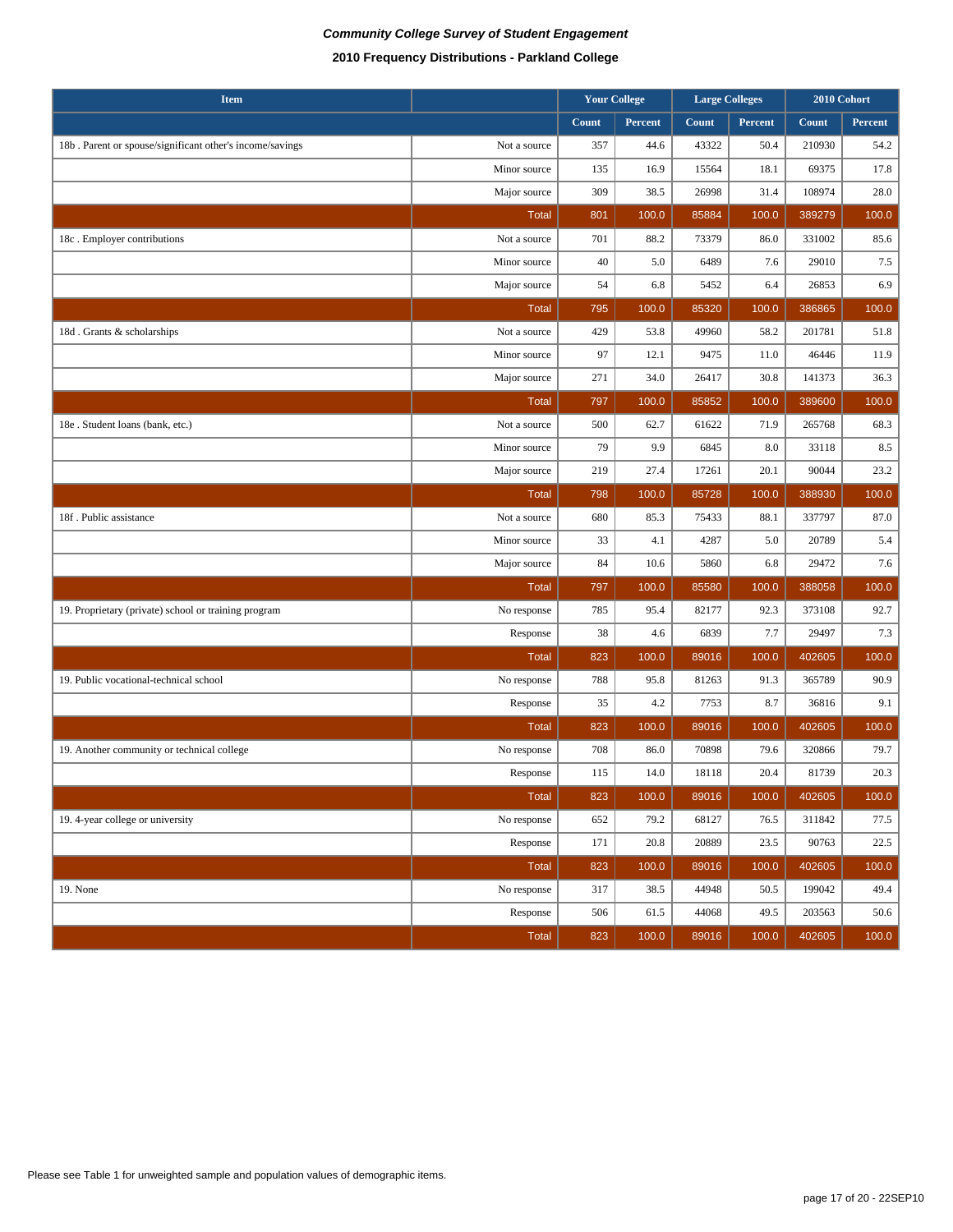*Community College Survey of Student Engagement*

**2010 Frequency Distributions - Parkland College**

| Item | | Your College | | Large Colleges | | 2010 Cohort | |
|---|---|---|---|---|---|---|---|
| | | Count | Percent | Count | Percent | Count | Percent |
| 18b . Parent or spouse/significant other's income/savings | Not a source | 357 | 44.6 | 43322 | 50.4 | 210930 | 54.2 |
| | Minor source | 135 | 16.9 | 15564 | 18.1 | 69375 | 17.8 |
| | Major source | 309 | 38.5 | 26998 | 31.4 | 108974 | 28.0 |
| | Total | 801 | 100.0 | 85884 | 100.0 | 389279 | 100.0 |
| 18c . Employer contributions | Not a source | 701 | 88.2 | 73379 | 86.0 | 331002 | 85.6 |
| | Minor source | 40 | 5.0 | 6489 | 7.6 | 29010 | 7.5 |
| | Major source | 54 | 6.8 | 5452 | 6.4 | 26853 | 6.9 |
| | Total | 795 | 100.0 | 85320 | 100.0 | 386865 | 100.0 |
| 18d . Grants & scholarships | Not a source | 429 | 53.8 | 49960 | 58.2 | 201781 | 51.8 |
| | Minor source | 97 | 12.1 | 9475 | 11.0 | 46446 | 11.9 |
| | Major source | 271 | 34.0 | 26417 | 30.8 | 141373 | 36.3 |
| | Total | 797 | 100.0 | 85852 | 100.0 | 389600 | 100.0 |
| 18e . Student loans (bank, etc.) | Not a source | 500 | 62.7 | 61622 | 71.9 | 265768 | 68.3 |
| | Minor source | 79 | 9.9 | 6845 | 8.0 | 33118 | 8.5 |
| | Major source | 219 | 27.4 | 17261 | 20.1 | 90044 | 23.2 |
| | Total | 798 | 100.0 | 85728 | 100.0 | 388930 | 100.0 |
| 18f . Public assistance | Not a source | 680 | 85.3 | 75433 | 88.1 | 337797 | 87.0 |
| | Minor source | 33 | 4.1 | 4287 | 5.0 | 20789 | 5.4 |
| | Major source | 84 | 10.6 | 5860 | 6.8 | 29472 | 7.6 |
| | Total | 797 | 100.0 | 85580 | 100.0 | 388058 | 100.0 |
| 19. Proprietary (private) school or training program | No response | 785 | 95.4 | 82177 | 92.3 | 373108 | 92.7 |
| | Response | 38 | 4.6 | 6839 | 7.7 | 29497 | 7.3 |
| | Total | 823 | 100.0 | 89016 | 100.0 | 402605 | 100.0 |
| 19. Public vocational-technical school | No response | 788 | 95.8 | 81263 | 91.3 | 365789 | 90.9 |
| | Response | 35 | 4.2 | 7753 | 8.7 | 36816 | 9.1 |
| | Total | 823 | 100.0 | 89016 | 100.0 | 402605 | 100.0 |
| 19. Another community or technical college | No response | 708 | 86.0 | 70898 | 79.6 | 320866 | 79.7 |
| | Response | 115 | 14.0 | 18118 | 20.4 | 81739 | 20.3 |
| | Total | 823 | 100.0 | 89016 | 100.0 | 402605 | 100.0 |
| 19. 4-year college or university | No response | 652 | 79.2 | 68127 | 76.5 | 311842 | 77.5 |
| | Response | 171 | 20.8 | 20889 | 23.5 | 90763 | 22.5 |
| | Total | 823 | 100.0 | 89016 | 100.0 | 402605 | 100.0 |
| 19. None | No response | 317 | 38.5 | 44948 | 50.5 | 199042 | 49.4 |
| | Response | 506 | 61.5 | 44068 | 49.5 | 203563 | 50.6 |
| | Total | 823 | 100.0 | 89016 | 100.0 | 402605 | 100.0 |

Please see Table 1 for unweighted sample and population values of demographic items.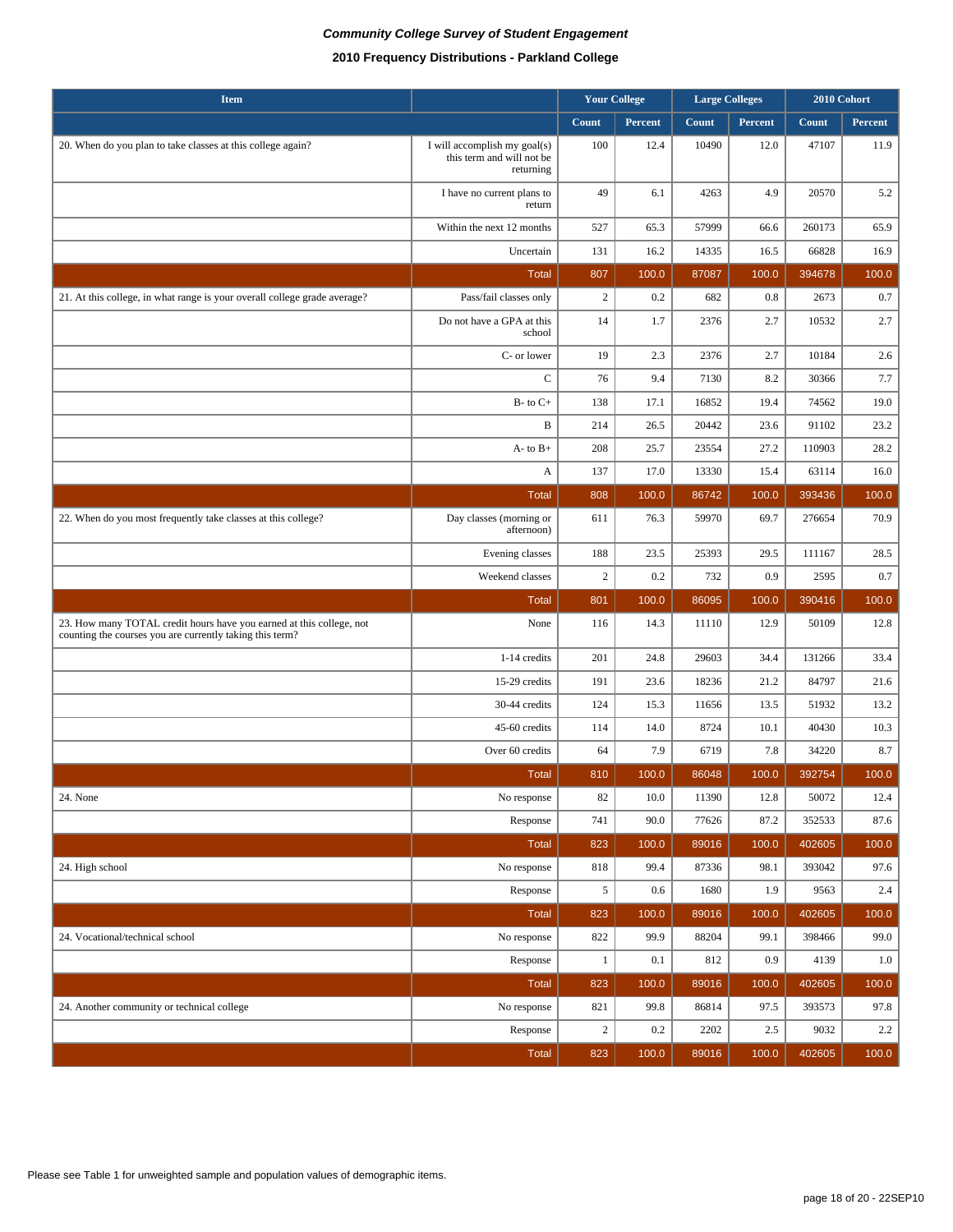***Community College Survey of Student Engagement***

**2010 Frequency Distributions - Parkland College**

| Item | | Your College | | Large Colleges | | 2010 Cohort | |
|---|---|---|---|---|---|---|---|
| | | Count | Percent | Count | Percent | Count | Percent |
| 20. When do you plan to take classes at this college again? | I will accomplish my goal(s) this term and will not be returning | 100 | 12.4 | 10490 | 12.0 | 47107 | 11.9 |
| | I have no current plans to return | 49 | 6.1 | 4263 | 4.9 | 20570 | 5.2 |
| | Within the next 12 months | 527 | 65.3 | 57999 | 66.6 | 260173 | 65.9 |
| | Uncertain | 131 | 16.2 | 14335 | 16.5 | 66828 | 16.9 |
| | Total | 807 | 100.0 | 87087 | 100.0 | 394678 | 100.0 |
| 21. At this college, in what range is your overall college grade average? | Pass/fail classes only | 2 | 0.2 | 682 | 0.8 | 2673 | 0.7 |
| | Do not have a GPA at this school | 14 | 1.7 | 2376 | 2.7 | 10532 | 2.7 |
| | C- or lower | 19 | 2.3 | 2376 | 2.7 | 10184 | 2.6 |
| | C | 76 | 9.4 | 7130 | 8.2 | 30366 | 7.7 |
| | B- to C+ | 138 | 17.1 | 16852 | 19.4 | 74562 | 19.0 |
| | B | 214 | 26.5 | 20442 | 23.6 | 91102 | 23.2 |
| | A- to B+ | 208 | 25.7 | 23554 | 27.2 | 110903 | 28.2 |
| | A | 137 | 17.0 | 13330 | 15.4 | 63114 | 16.0 |
| | Total | 808 | 100.0 | 86742 | 100.0 | 393436 | 100.0 |
| 22. When do you most frequently take classes at this college? | Day classes (morning or afternoon) | 611 | 76.3 | 59970 | 69.7 | 276654 | 70.9 |
| | Evening classes | 188 | 23.5 | 25393 | 29.5 | 111167 | 28.5 |
| | Weekend classes | 2 | 0.2 | 732 | 0.9 | 2595 | 0.7 |
| | Total | 801 | 100.0 | 86095 | 100.0 | 390416 | 100.0 |
| 23. How many TOTAL credit hours have you earned at this college, not counting the courses you are currently taking this term? | None | 116 | 14.3 | 11110 | 12.9 | 50109 | 12.8 |
| | 1-14 credits | 201 | 24.8 | 29603 | 34.4 | 131266 | 33.4 |
| | 15-29 credits | 191 | 23.6 | 18236 | 21.2 | 84797 | 21.6 |
| | 30-44 credits | 124 | 15.3 | 11656 | 13.5 | 51932 | 13.2 |
| | 45-60 credits | 114 | 14.0 | 8724 | 10.1 | 40430 | 10.3 |
| | Over 60 credits | 64 | 7.9 | 6719 | 7.8 | 34220 | 8.7 |
| | Total | 810 | 100.0 | 86048 | 100.0 | 392754 | 100.0 |
| 24. None | No response | 82 | 10.0 | 11390 | 12.8 | 50072 | 12.4 |
| | Response | 741 | 90.0 | 77626 | 87.2 | 352533 | 87.6 |
| | Total | 823 | 100.0 | 89016 | 100.0 | 402605 | 100.0 |
| 24. High school | No response | 818 | 99.4 | 87336 | 98.1 | 393042 | 97.6 |
| | Response | 5 | 0.6 | 1680 | 1.9 | 9563 | 2.4 |
| | Total | 823 | 100.0 | 89016 | 100.0 | 402605 | 100.0 |
| 24. Vocational/technical school | No response | 822 | 99.9 | 88204 | 99.1 | 398466 | 99.0 |
| | Response | 1 | 0.1 | 812 | 0.9 | 4139 | 1.0 |
| | Total | 823 | 100.0 | 89016 | 100.0 | 402605 | 100.0 |
| 24. Another community or technical college | No response | 821 | 99.8 | 86814 | 97.5 | 393573 | 97.8 |
| | Response | 2 | 0.2 | 2202 | 2.5 | 9032 | 2.2 |
| | Total | 823 | 100.0 | 89016 | 100.0 | 402605 | 100.0 |

Please see Table 1 for unweighted sample and population values of demographic items.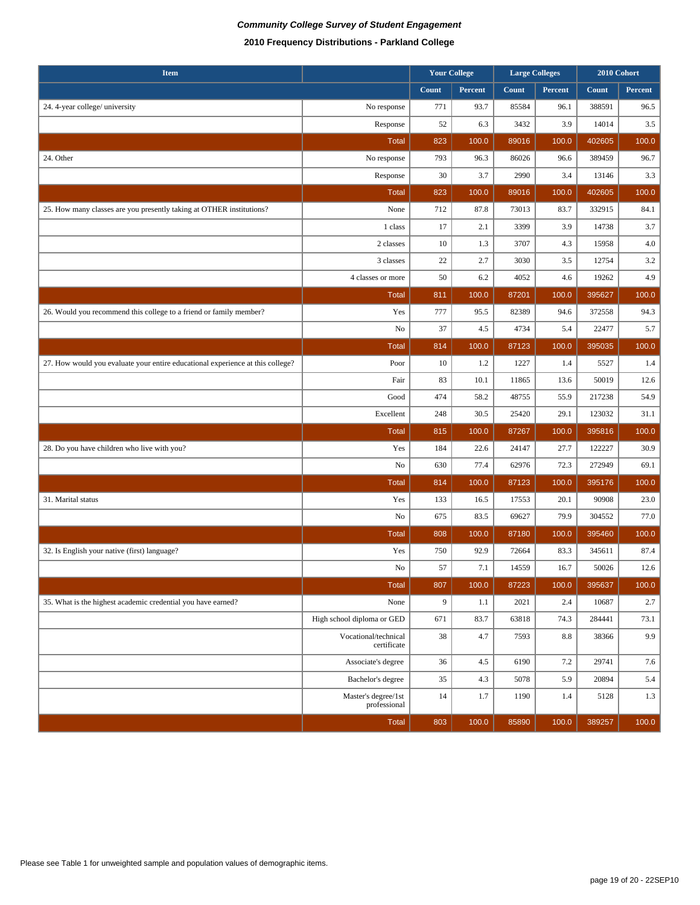*Community College Survey of Student Engagement*

**2010 Frequency Distributions - Parkland College**

| Item | | Your College | | Large Colleges | | 2010 Cohort | |
|---|---|---|---|---|---|---|---|
| | | Count | Percent | Count | Percent | Count | Percent |
| 24. 4-year college/ university | No response | 771 | 93.7 | 85584 | 96.1 | 388591 | 96.5 |
| | Response | 52 | 6.3 | 3432 | 3.9 | 14014 | 3.5 |
| | Total | 823 | 100.0 | 89016 | 100.0 | 402605 | 100.0 |
| 24. Other | No response | 793 | 96.3 | 86026 | 96.6 | 389459 | 96.7 |
| | Response | 30 | 3.7 | 2990 | 3.4 | 13146 | 3.3 |
| | Total | 823 | 100.0 | 89016 | 100.0 | 402605 | 100.0 |
| 25. How many classes are you presently taking at OTHER institutions? | None | 712 | 87.8 | 73013 | 83.7 | 332915 | 84.1 |
| | 1 class | 17 | 2.1 | 3399 | 3.9 | 14738 | 3.7 |
| | 2 classes | 10 | 1.3 | 3707 | 4.3 | 15958 | 4.0 |
| | 3 classes | 22 | 2.7 | 3030 | 3.5 | 12754 | 3.2 |
| | 4 classes or more | 50 | 6.2 | 4052 | 4.6 | 19262 | 4.9 |
| | Total | 811 | 100.0 | 87201 | 100.0 | 395627 | 100.0 |
| 26. Would you recommend this college to a friend or family member? | Yes | 777 | 95.5 | 82389 | 94.6 | 372558 | 94.3 |
| | No | 37 | 4.5 | 4734 | 5.4 | 22477 | 5.7 |
| | Total | 814 | 100.0 | 87123 | 100.0 | 395035 | 100.0 |
| 27. How would you evaluate your entire educational experience at this college? | Poor | 10 | 1.2 | 1227 | 1.4 | 5527 | 1.4 |
| | Fair | 83 | 10.1 | 11865 | 13.6 | 50019 | 12.6 |
| | Good | 474 | 58.2 | 48755 | 55.9 | 217238 | 54.9 |
| | Excellent | 248 | 30.5 | 25420 | 29.1 | 123032 | 31.1 |
| | Total | 815 | 100.0 | 87267 | 100.0 | 395816 | 100.0 |
| 28. Do you have children who live with you? | Yes | 184 | 22.6 | 24147 | 27.7 | 122227 | 30.9 |
| | No | 630 | 77.4 | 62976 | 72.3 | 272949 | 69.1 |
| | Total | 814 | 100.0 | 87123 | 100.0 | 395176 | 100.0 |
| 31. Marital status | Yes | 133 | 16.5 | 17553 | 20.1 | 90908 | 23.0 |
| | No | 675 | 83.5 | 69627 | 79.9 | 304552 | 77.0 |
| | Total | 808 | 100.0 | 87180 | 100.0 | 395460 | 100.0 |
| 32. Is English your native (first) language? | Yes | 750 | 92.9 | 72664 | 83.3 | 345611 | 87.4 |
| | No | 57 | 7.1 | 14559 | 16.7 | 50026 | 12.6 |
| | Total | 807 | 100.0 | 87223 | 100.0 | 395637 | 100.0 |
| 35. What is the highest academic credential you have earned? | None | 9 | 1.1 | 2021 | 2.4 | 10687 | 2.7 |
| | High school diploma or GED | 671 | 83.7 | 63818 | 74.3 | 284441 | 73.1 |
| | Vocational/technical certificate | 38 | 4.7 | 7593 | 8.8 | 38366 | 9.9 |
| | Associate's degree | 36 | 4.5 | 6190 | 7.2 | 29741 | 7.6 |
| | Bachelor's degree | 35 | 4.3 | 5078 | 5.9 | 20894 | 5.4 |
| | Master's degree/1st professional | 14 | 1.7 | 1190 | 1.4 | 5128 | 1.3 |
| | Total | 803 | 100.0 | 85890 | 100.0 | 389257 | 100.0 |

Please see Table 1 for unweighted sample and population values of demographic items.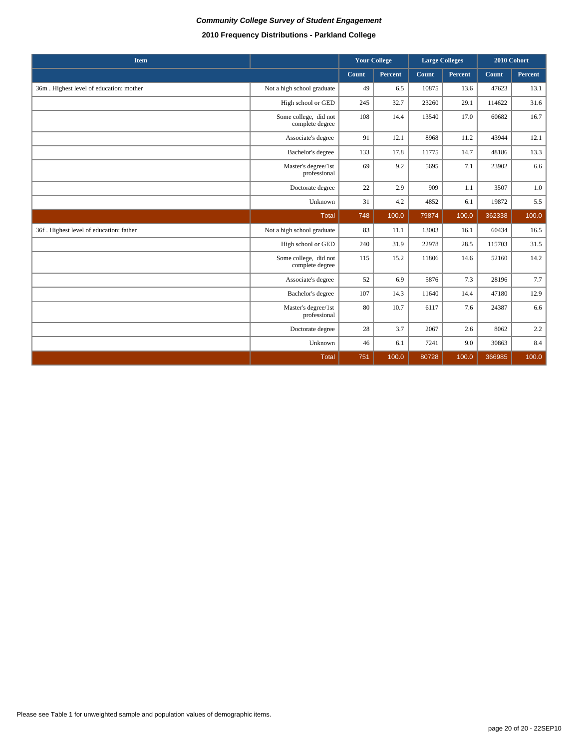*Community College Survey of Student Engagement*

**2010 Frequency Distributions - Parkland College**

| Item | | Your College | | Large Colleges | | 2010 Cohort | |
|---|---|---|---|---|---|---|---|
| | | Count | Percent | Count | Percent | Count | Percent |
| 36m . Highest level of education: mother | Not a high school graduate | 49 | 6.5 | 10875 | 13.6 | 47623 | 13.1 |
| | High school or GED | 245 | 32.7 | 23260 | 29.1 | 114622 | 31.6 |
| | Some college, did not complete degree | 108 | 14.4 | 13540 | 17.0 | 60682 | 16.7 |
| | Associate's degree | 91 | 12.1 | 8968 | 11.2 | 43944 | 12.1 |
| | Bachelor's degree | 133 | 17.8 | 11775 | 14.7 | 48186 | 13.3 |
| | Master's degree/1st professional | 69 | 9.2 | 5695 | 7.1 | 23902 | 6.6 |
| | Doctorate degree | 22 | 2.9 | 909 | 1.1 | 3507 | 1.0 |
| | Unknown | 31 | 4.2 | 4852 | 6.1 | 19872 | 5.5 |
| | Total | 748 | 100.0 | 79874 | 100.0 | 362338 | 100.0 |
| 36f . Highest level of education: father | Not a high school graduate | 83 | 11.1 | 13003 | 16.1 | 60434 | 16.5 |
| | High school or GED | 240 | 31.9 | 22978 | 28.5 | 115703 | 31.5 |
| | Some college, did not complete degree | 115 | 15.2 | 11806 | 14.6 | 52160 | 14.2 |
| | Associate's degree | 52 | 6.9 | 5876 | 7.3 | 28196 | 7.7 |
| | Bachelor's degree | 107 | 14.3 | 11640 | 14.4 | 47180 | 12.9 |
| | Master's degree/1st professional | 80 | 10.7 | 6117 | 7.6 | 24387 | 6.6 |
| | Doctorate degree | 28 | 3.7 | 2067 | 2.6 | 8062 | 2.2 |
| | Unknown | 46 | 6.1 | 7241 | 9.0 | 30863 | 8.4 |
| | Total | 751 | 100.0 | 80728 | 100.0 | 366985 | 100.0 |

Please see Table 1 for unweighted sample and population values of demographic items.